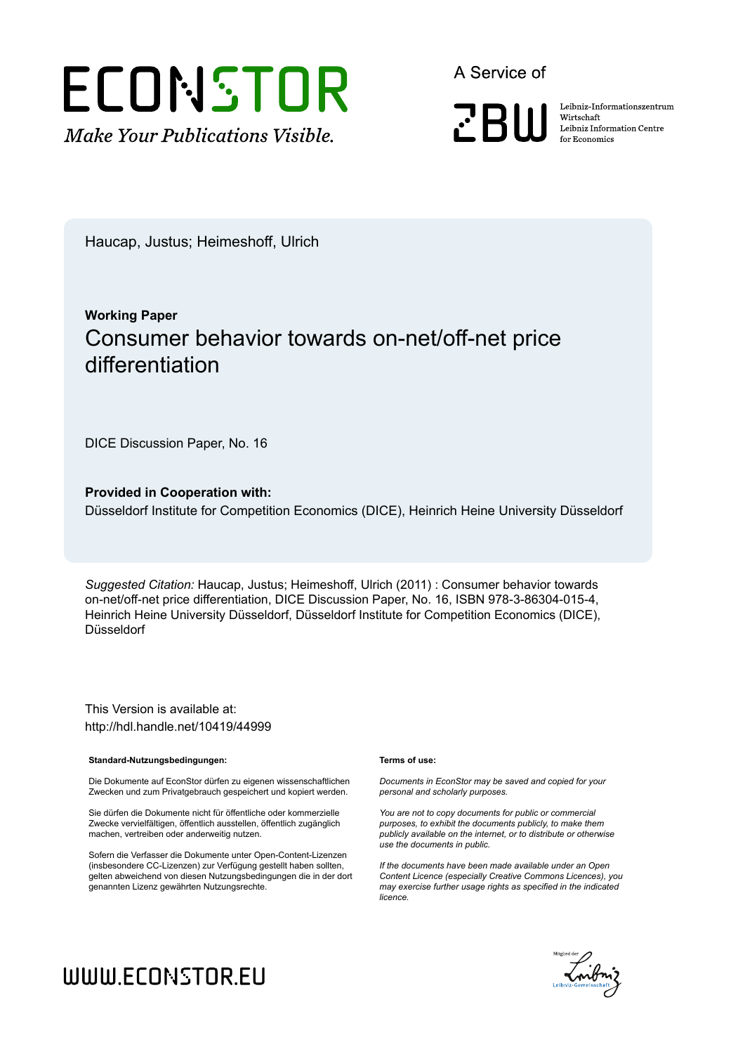ECONSTOR

*Make Your Publications Visible.*

A Service of

ZBW

Leibniz-Informationszentrum Wirtschaft
Leibniz Information Centre for Economics

Haucap, Justus; Heimeshoff, Ulrich

**Working Paper**

# Consumer behavior towards on-net/off-net price differentiation

DICE Discussion Paper, No. 16

**Provided in Cooperation with:**

Düsseldorf Institute for Competition Economics (DICE), Heinrich Heine University Düsseldorf

*Suggested Citation:* Haucap, Justus; Heimeshoff, Ulrich (2011) : Consumer behavior towards on-net/off-net price differentiation, DICE Discussion Paper, No. 16, ISBN 978-3-86304-015-4, Heinrich Heine University Düsseldorf, Düsseldorf Institute for Competition Economics (DICE), Düsseldorf

This Version is available at:
http://hdl.handle.net/10419/44999

**Standard-Nutzungsbedingungen:**

Die Dokumente auf EconStor dürfen zu eigenen wissenschaftlichen Zwecken und zum Privatgebrauch gespeichert und kopiert werden.

Sie dürfen die Dokumente nicht für öffentliche oder kommerzielle Zwecke vervielfältigen, öffentlich ausstellen, öffentlich zugänglich machen, vertreiben oder anderweitig nutzen.

Sofern die Verfasser die Dokumente unter Open-Content-Lizenzen (insbesondere CC-Lizenzen) zur Verfügung gestellt haben sollten, gelten abweichend von diesen Nutzungsbedingungen die in der dort genannten Lizenz gewährten Nutzungsrechte.

**Terms of use:**

*Documents in EconStor may be saved and copied for your personal and scholarly purposes.*

*You are not to copy documents for public or commercial purposes, to exhibit the documents publicly, to make them publicly available on the internet, or to distribute or otherwise use the documents in public.*

*If the documents have been made available under an Open Content Licence (especially Creative Commons Licences), you may exercise further usage rights as specified in the indicated licence.*

WWW.ECONSTOR.EU

Mitglied der Leibniz-Gemeinschaft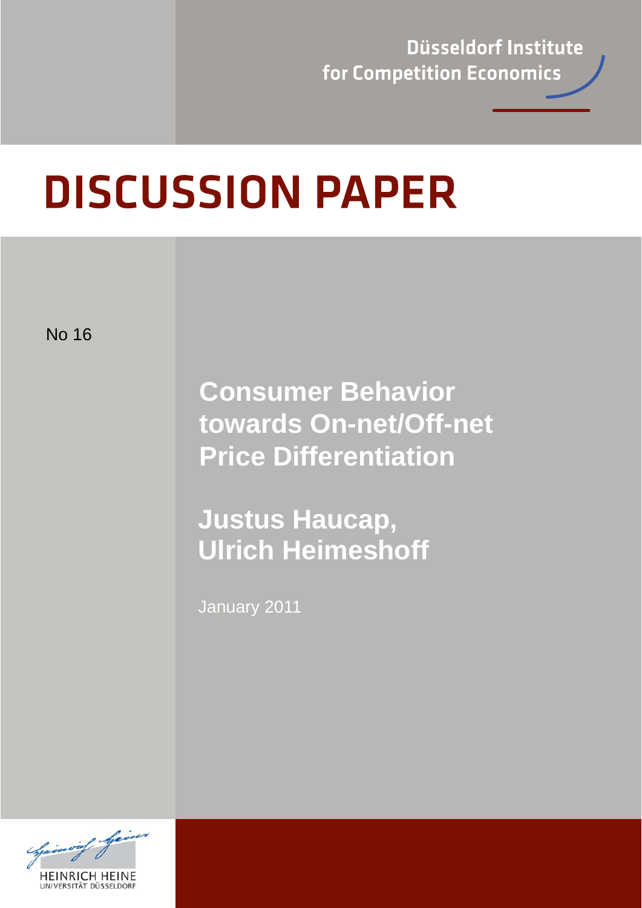Düsseldorf Institute for Competition Economics

# DISCUSSION PAPER

No 16

## Consumer Behavior towards On-net/Off-net Price Differentiation

**Justus Haucap, Ulrich Heimeshoff**

January 2011

HEINRICH HEINE UNIVERSITÄT DÜSSELDORF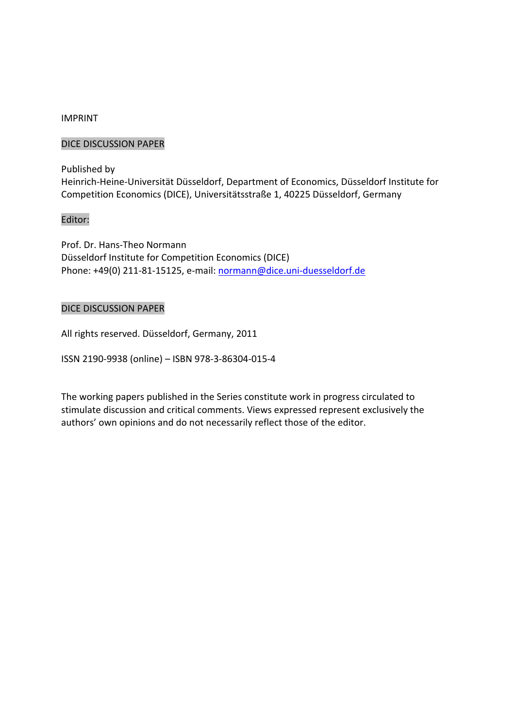IMPRINT

DICE DISCUSSION PAPER

Published by

Heinrich-Heine-Universität Düsseldorf, Department of Economics, Düsseldorf Institute for Competition Economics (DICE), Universitätsstraße 1, 40225 Düsseldorf, Germany

Editor:

Prof. Dr. Hans-Theo Normann
Düsseldorf Institute for Competition Economics (DICE)
Phone: +49(0) 211-81-15125, e-mail: normann@dice.uni-duesseldorf.de

DICE DISCUSSION PAPER

All rights reserved. Düsseldorf, Germany, 2011

ISSN 2190-9938 (online) – ISBN 978-3-86304-015-4

The working papers published in the Series constitute work in progress circulated to stimulate discussion and critical comments. Views expressed represent exclusively the authors' own opinions and do not necessarily reflect those of the editor.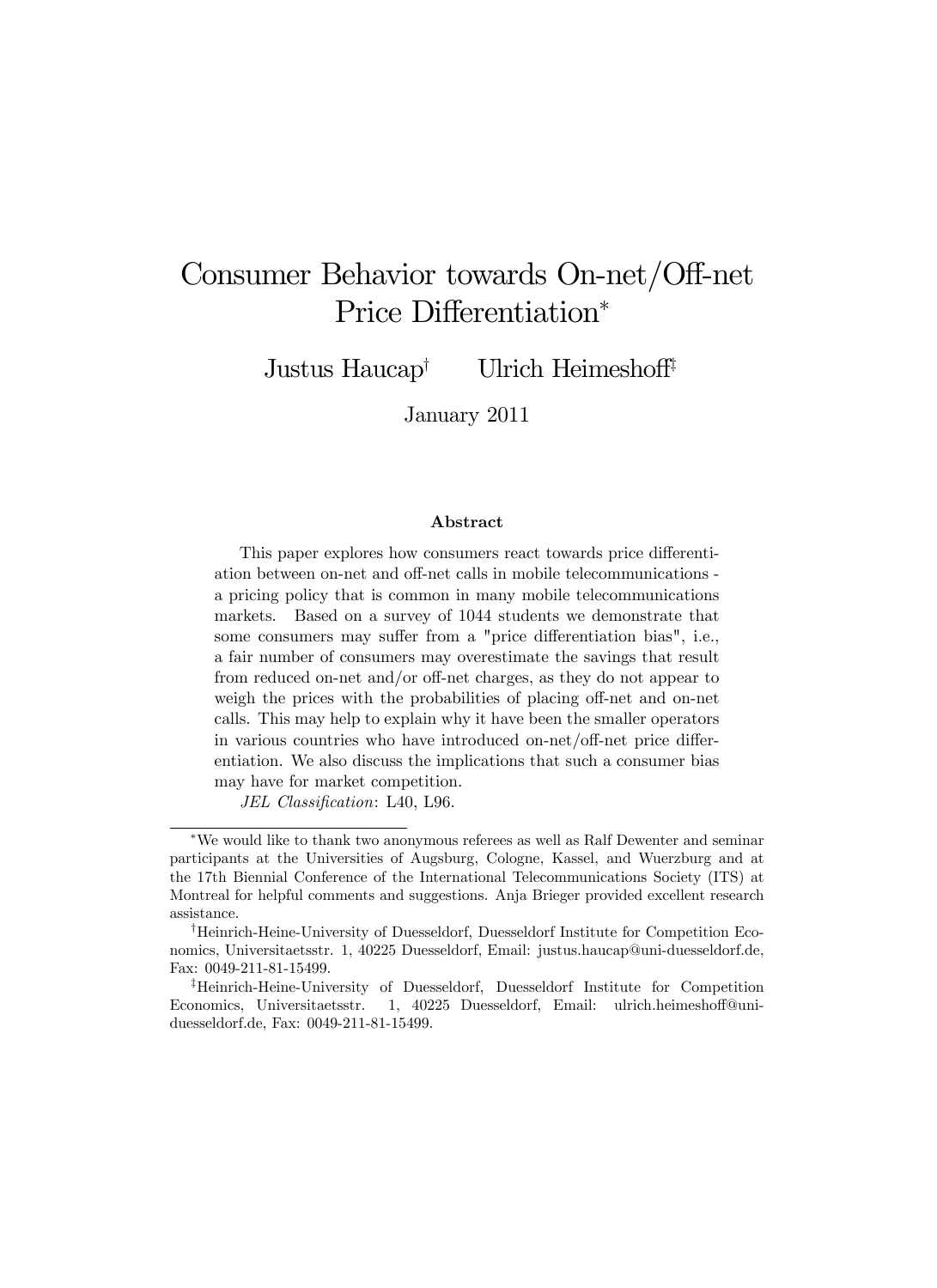# Consumer Behavior towards On-net/Off-net Price Differentiation*

Justus Haucap[†] Ulrich Heimeshoff[‡]

January 2011

**Abstract**

This paper explores how consumers react towards price differentiation between on-net and off-net calls in mobile telecommunications - a pricing policy that is common in many mobile telecommunications markets. Based on a survey of 1044 students we demonstrate that some consumers may suffer from a "price differentiation bias", i.e., a fair number of consumers may overestimate the savings that result from reduced on-net and/or off-net charges, as they do not appear to weigh the prices with the probabilities of placing off-net and on-net calls. This may help to explain why it have been the smaller operators in various countries who have introduced on-net/off-net price differentiation. We also discuss the implications that such a consumer bias may have for market competition.

*JEL Classification*: L40, L96.

---

*We would like to thank two anonymous referees as well as Ralf Dewenter and seminar participants at the Universities of Augsburg, Cologne, Kassel, and Wuerzburg and at the 17th Biennial Conference of the International Telecommunications Society (ITS) at Montreal for helpful comments and suggestions. Anja Brieger provided excellent research assistance.

[†]Heinrich-Heine-University of Duesseldorf, Duesseldorf Institute for Competition Economics, Universitaetsstr. 1, 40225 Duesseldorf, Email: justus.haucap@uni-duesseldorf.de, Fax: 0049-211-81-15499.

[‡]Heinrich-Heine-University of Duesseldorf, Duesseldorf Institute for Competition Economics, Universitaetsstr. 1, 40225 Duesseldorf, Email: ulrich.heimeshoff@uni-duesseldorf.de, Fax: 0049-211-81-15499.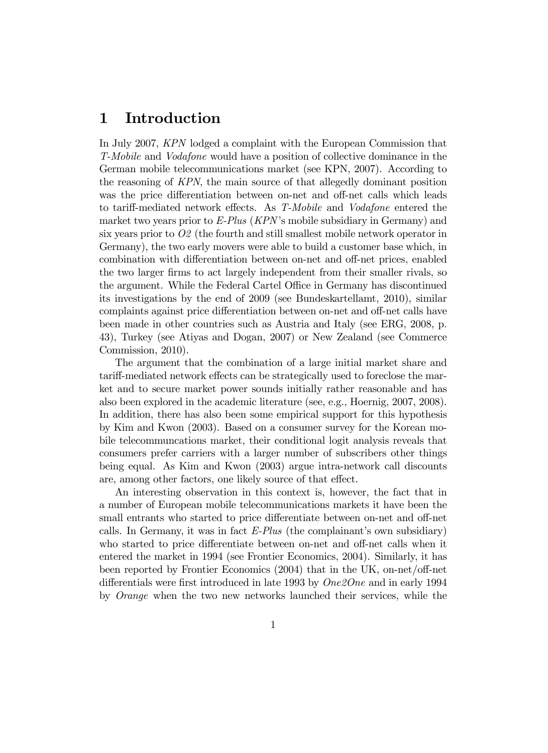# 1 Introduction

In July 2007, *KPN* lodged a complaint with the European Commission that *T-Mobile* and *Vodafone* would have a position of collective dominance in the German mobile telecommunications market (see KPN, 2007). According to the reasoning of *KPN*, the main source of that allegedly dominant position was the price differentiation between on-net and off-net calls which leads to tariff-mediated network effects. As *T-Mobile* and *Vodafone* entered the market two years prior to *E-Plus* (*KPN*'s mobile subsidiary in Germany) and six years prior to *O2* (the fourth and still smallest mobile network operator in Germany), the two early movers were able to build a customer base which, in combination with differentiation between on-net and off-net prices, enabled the two larger firms to act largely independent from their smaller rivals, so the argument. While the Federal Cartel Office in Germany has discontinued its investigations by the end of 2009 (see Bundeskartellamt, 2010), similar complaints against price differentiation between on-net and off-net calls have been made in other countries such as Austria and Italy (see ERG, 2008, p. 43), Turkey (see Atiyas and Dogan, 2007) or New Zealand (see Commerce Commission, 2010).

The argument that the combination of a large initial market share and tariff-mediated network effects can be strategically used to foreclose the market and to secure market power sounds initially rather reasonable and has also been explored in the academic literature (see, e.g., Hoernig, 2007, 2008). In addition, there has also been some empirical support for this hypothesis by Kim and Kwon (2003). Based on a consumer survey for the Korean mobile telecommuncations market, their conditional logit analysis reveals that consumers prefer carriers with a larger number of subscribers other things being equal. As Kim and Kwon (2003) argue intra-network call discounts are, among other factors, one likely source of that effect.

An interesting observation in this context is, however, the fact that in a number of European mobile telecommunications markets it have been the small entrants who started to price differentiate between on-net and off-net calls. In Germany, it was in fact *E-Plus* (the complainant's own subsidiary) who started to price differentiate between on-net and off-net calls when it entered the market in 1994 (see Frontier Economics, 2004). Similarly, it has been reported by Frontier Economics (2004) that in the UK, on-net/off-net differentials were first introduced in late 1993 by *One2One* and in early 1994 by *Orange* when the two new networks launched their services, while the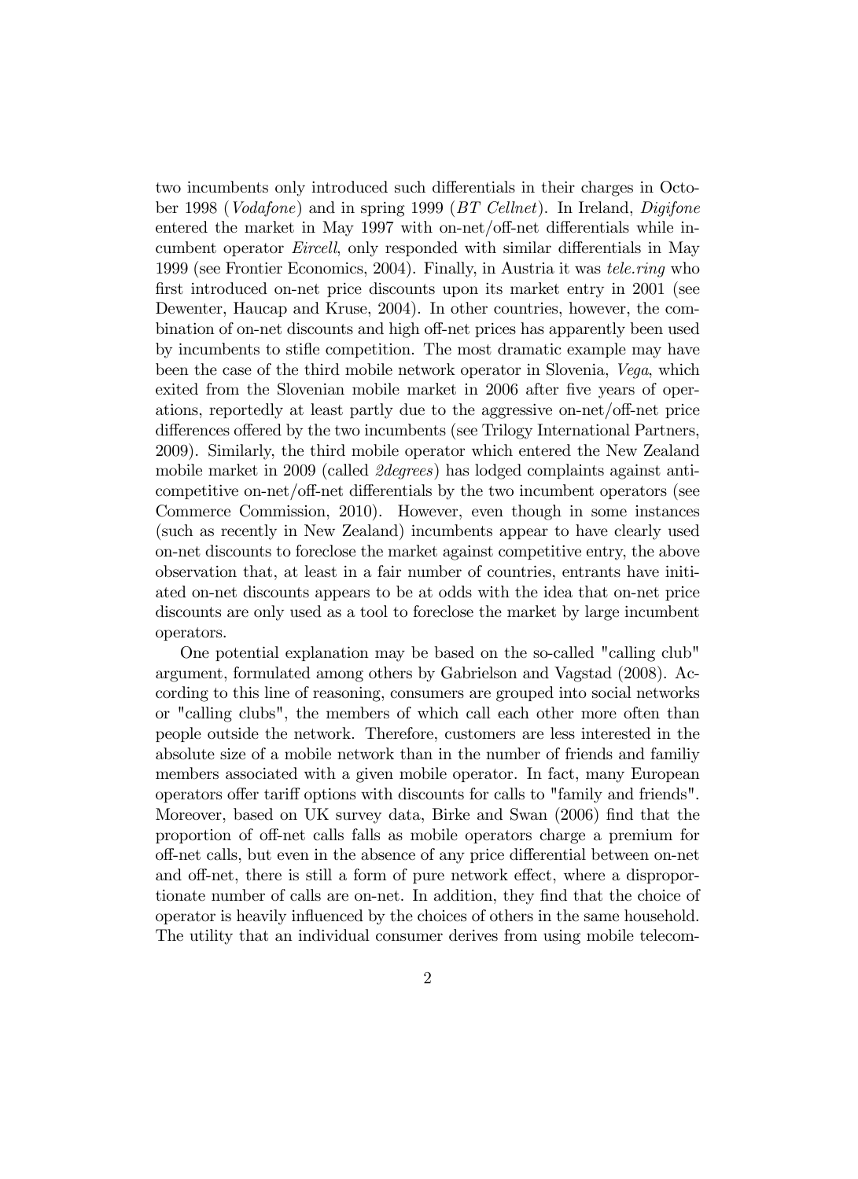two incumbents only introduced such differentials in their charges in October 1998 (*Vodafone*) and in spring 1999 (*BT Cellnet*). In Ireland, *Digifone* entered the market in May 1997 with on-net/off-net differentials while incumbent operator *Eircell*, only responded with similar differentials in May 1999 (see Frontier Economics, 2004). Finally, in Austria it was *tele.ring* who first introduced on-net price discounts upon its market entry in 2001 (see Dewenter, Haucap and Kruse, 2004). In other countries, however, the combination of on-net discounts and high off-net prices has apparently been used by incumbents to stifle competition. The most dramatic example may have been the case of the third mobile network operator in Slovenia, *Vega*, which exited from the Slovenian mobile market in 2006 after five years of operations, reportedly at least partly due to the aggressive on-net/off-net price differences offered by the two incumbents (see Trilogy International Partners, 2009). Similarly, the third mobile operator which entered the New Zealand mobile market in 2009 (called *2degrees*) has lodged complaints against anticompetitive on-net/off-net differentials by the two incumbent operators (see Commerce Commission, 2010). However, even though in some instances (such as recently in New Zealand) incumbents appear to have clearly used on-net discounts to foreclose the market against competitive entry, the above observation that, at least in a fair number of countries, entrants have initiated on-net discounts appears to be at odds with the idea that on-net price discounts are only used as a tool to foreclose the market by large incumbent operators.

One potential explanation may be based on the so-called "calling club" argument, formulated among others by Gabrielson and Vagstad (2008). According to this line of reasoning, consumers are grouped into social networks or "calling clubs", the members of which call each other more often than people outside the network. Therefore, customers are less interested in the absolute size of a mobile network than in the number of friends and familiy members associated with a given mobile operator. In fact, many European operators offer tariff options with discounts for calls to "family and friends". Moreover, based on UK survey data, Birke and Swan (2006) find that the proportion of off-net calls falls as mobile operators charge a premium for off-net calls, but even in the absence of any price differential between on-net and off-net, there is still a form of pure network effect, where a disproportionate number of calls are on-net. In addition, they find that the choice of operator is heavily influenced by the choices of others in the same household. The utility that an individual consumer derives from using mobile telecom-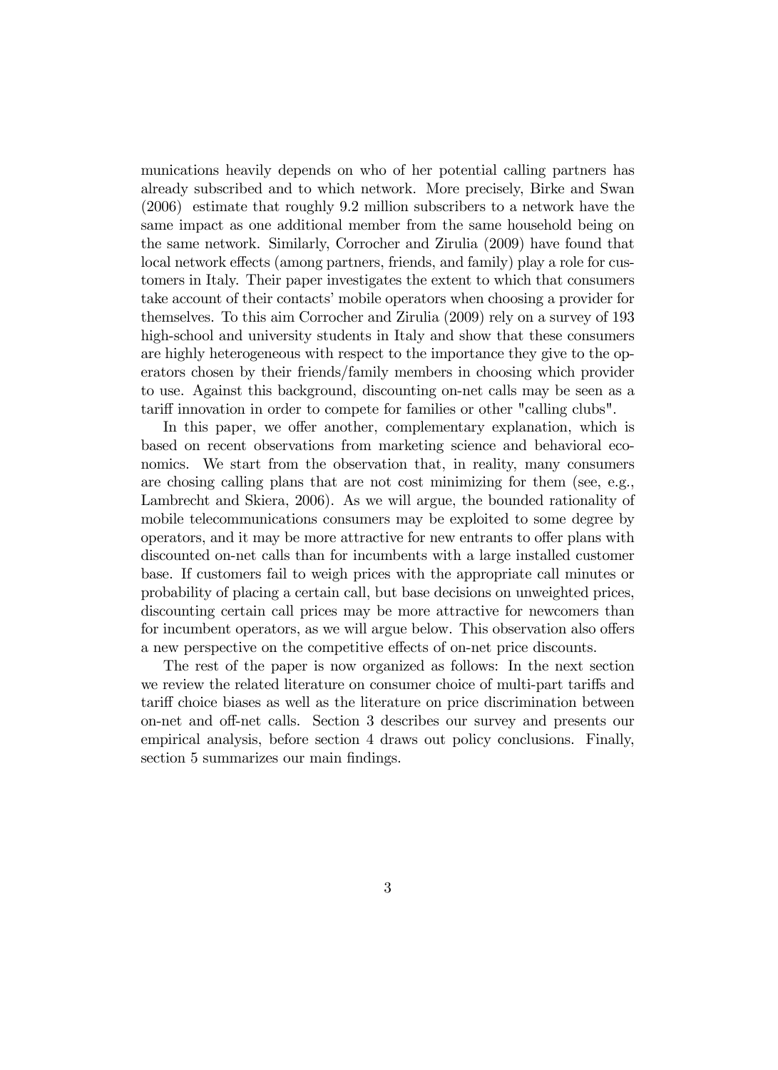munications heavily depends on who of her potential calling partners has already subscribed and to which network. More precisely, Birke and Swan (2006) estimate that roughly 9.2 million subscribers to a network have the same impact as one additional member from the same household being on the same network. Similarly, Corrocher and Zirulia (2009) have found that local network effects (among partners, friends, and family) play a role for customers in Italy. Their paper investigates the extent to which that consumers take account of their contacts' mobile operators when choosing a provider for themselves. To this aim Corrocher and Zirulia (2009) rely on a survey of 193 high-school and university students in Italy and show that these consumers are highly heterogeneous with respect to the importance they give to the operators chosen by their friends/family members in choosing which provider to use. Against this background, discounting on-net calls may be seen as a tariff innovation in order to compete for families or other "calling clubs".

In this paper, we offer another, complementary explanation, which is based on recent observations from marketing science and behavioral economics. We start from the observation that, in reality, many consumers are chosing calling plans that are not cost minimizing for them (see, e.g., Lambrecht and Skiera, 2006). As we will argue, the bounded rationality of mobile telecommunications consumers may be exploited to some degree by operators, and it may be more attractive for new entrants to offer plans with discounted on-net calls than for incumbents with a large installed customer base. If customers fail to weigh prices with the appropriate call minutes or probability of placing a certain call, but base decisions on unweighted prices, discounting certain call prices may be more attractive for newcomers than for incumbent operators, as we will argue below. This observation also offers a new perspective on the competitive effects of on-net price discounts.

The rest of the paper is now organized as follows: In the next section we review the related literature on consumer choice of multi-part tariffs and tariff choice biases as well as the literature on price discrimination between on-net and off-net calls. Section 3 describes our survey and presents our empirical analysis, before section 4 draws out policy conclusions. Finally, section 5 summarizes our main findings.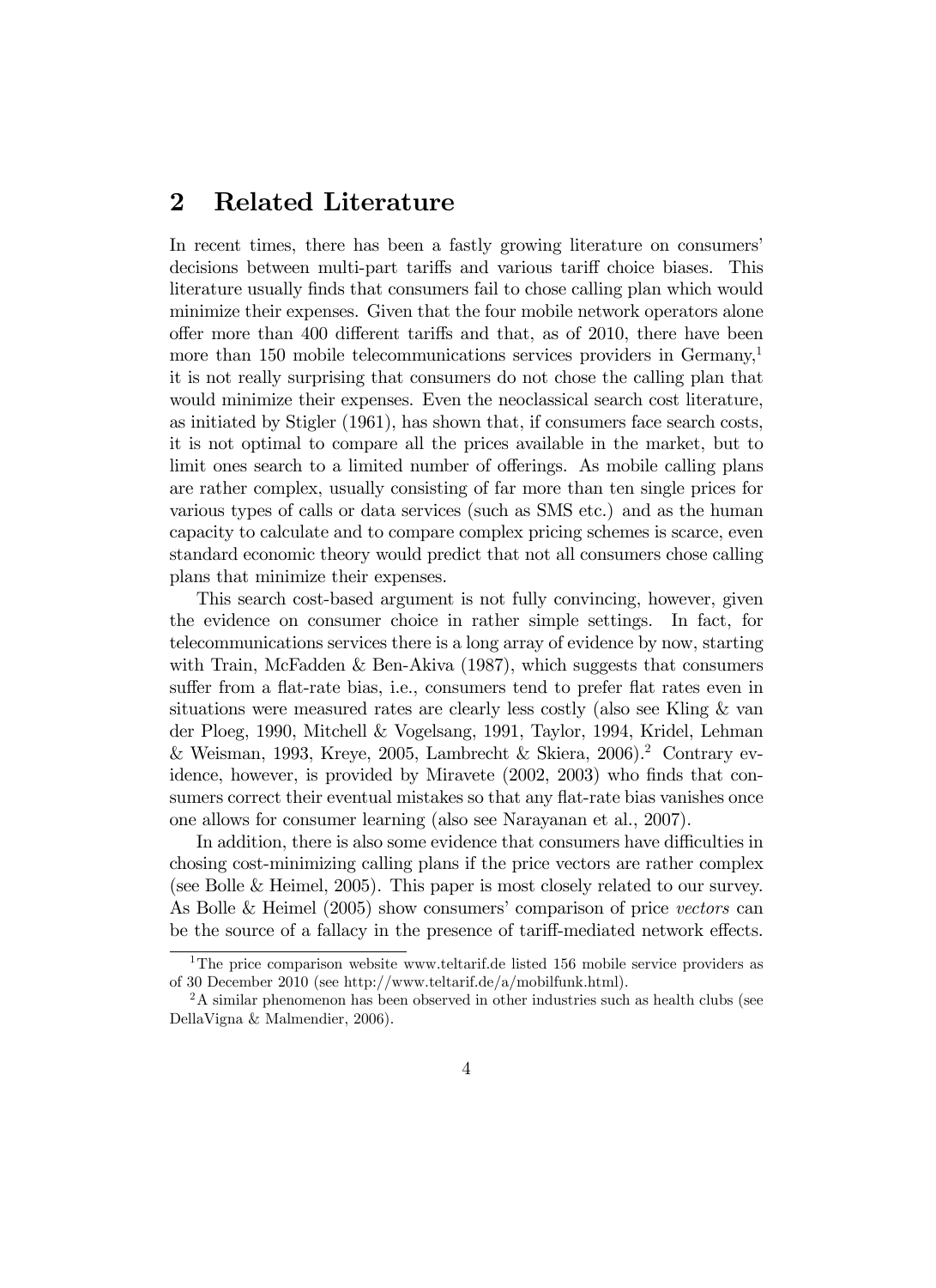## 2 Related Literature

In recent times, there has been a fastly growing literature on consumers' decisions between multi-part tariffs and various tariff choice biases. This literature usually finds that consumers fail to chose calling plan which would minimize their expenses. Given that the four mobile network operators alone offer more than 400 different tariffs and that, as of 2010, there have been more than 150 mobile telecommunications services providers in Germany,[1] it is not really surprising that consumers do not chose the calling plan that would minimize their expenses. Even the neoclassical search cost literature, as initiated by Stigler (1961), has shown that, if consumers face search costs, it is not optimal to compare all the prices available in the market, but to limit ones search to a limited number of offerings. As mobile calling plans are rather complex, usually consisting of far more than ten single prices for various types of calls or data services (such as SMS etc.) and as the human capacity to calculate and to compare complex pricing schemes is scarce, even standard economic theory would predict that not all consumers chose calling plans that minimize their expenses.

This search cost-based argument is not fully convincing, however, given the evidence on consumer choice in rather simple settings. In fact, for telecommunications services there is a long array of evidence by now, starting with Train, McFadden & Ben-Akiva (1987), which suggests that consumers suffer from a flat-rate bias, i.e., consumers tend to prefer flat rates even in situations were measured rates are clearly less costly (also see Kling & van der Ploeg, 1990, Mitchell & Vogelsang, 1991, Taylor, 1994, Kridel, Lehman & Weisman, 1993, Kreye, 2005, Lambrecht & Skiera, 2006).[2] Contrary evidence, however, is provided by Miravete (2002, 2003) who finds that consumers correct their eventual mistakes so that any flat-rate bias vanishes once one allows for consumer learning (also see Narayanan et al., 2007).

In addition, there is also some evidence that consumers have difficulties in chosing cost-minimizing calling plans if the price vectors are rather complex (see Bolle & Heimel, 2005). This paper is most closely related to our survey. As Bolle & Heimel (2005) show consumers' comparison of price *vectors* can be the source of a fallacy in the presence of tariff-mediated network effects.

[1] The price comparison website www.teltarif.de listed 156 mobile service providers as of 30 December 2010 (see http://www.teltarif.de/a/mobilfunk.html).

[2] A similar phenomenon has been observed in other industries such as health clubs (see DellaVigna & Malmendier, 2006).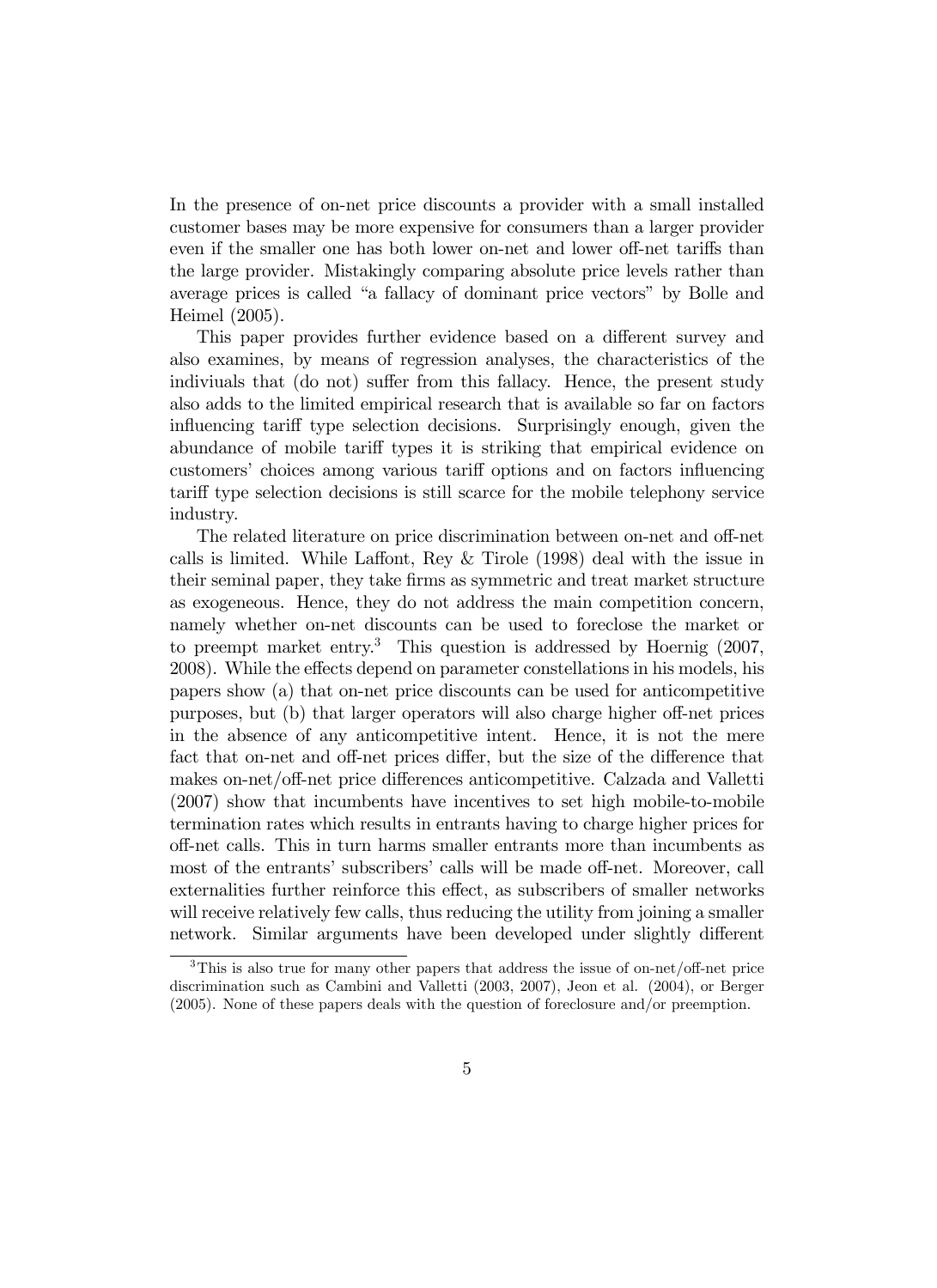In the presence of on-net price discounts a provider with a small installed customer bases may be more expensive for consumers than a larger provider even if the smaller one has both lower on-net and lower off-net tariffs than the large provider. Mistakingly comparing absolute price levels rather than average prices is called "a fallacy of dominant price vectors" by Bolle and Heimel (2005).

This paper provides further evidence based on a different survey and also examines, by means of regression analyses, the characteristics of the indiviuals that (do not) suffer from this fallacy. Hence, the present study also adds to the limited empirical research that is available so far on factors influencing tariff type selection decisions. Surprisingly enough, given the abundance of mobile tariff types it is striking that empirical evidence on customers' choices among various tariff options and on factors influencing tariff type selection decisions is still scarce for the mobile telephony service industry.

The related literature on price discrimination between on-net and off-net calls is limited. While Laffont, Rey & Tirole (1998) deal with the issue in their seminal paper, they take firms as symmetric and treat market structure as exogeneous. Hence, they do not address the main competition concern, namely whether on-net discounts can be used to foreclose the market or to preempt market entry.[3] This question is addressed by Hoernig (2007, 2008). While the effects depend on parameter constellations in his models, his papers show (a) that on-net price discounts can be used for anticompetitive purposes, but (b) that larger operators will also charge higher off-net prices in the absence of any anticompetitive intent. Hence, it is not the mere fact that on-net and off-net prices differ, but the size of the difference that makes on-net/off-net price differences anticompetitive. Calzada and Valletti (2007) show that incumbents have incentives to set high mobile-to-mobile termination rates which results in entrants having to charge higher prices for off-net calls. This in turn harms smaller entrants more than incumbents as most of the entrants' subscribers' calls will be made off-net. Moreover, call externalities further reinforce this effect, as subscribers of smaller networks will receive relatively few calls, thus reducing the utility from joining a smaller network. Similar arguments have been developed under slightly different

[3] This is also true for many other papers that address the issue of on-net/off-net price discrimination such as Cambini and Valletti (2003, 2007), Jeon et al. (2004), or Berger (2005). None of these papers deals with the question of foreclosure and/or preemption.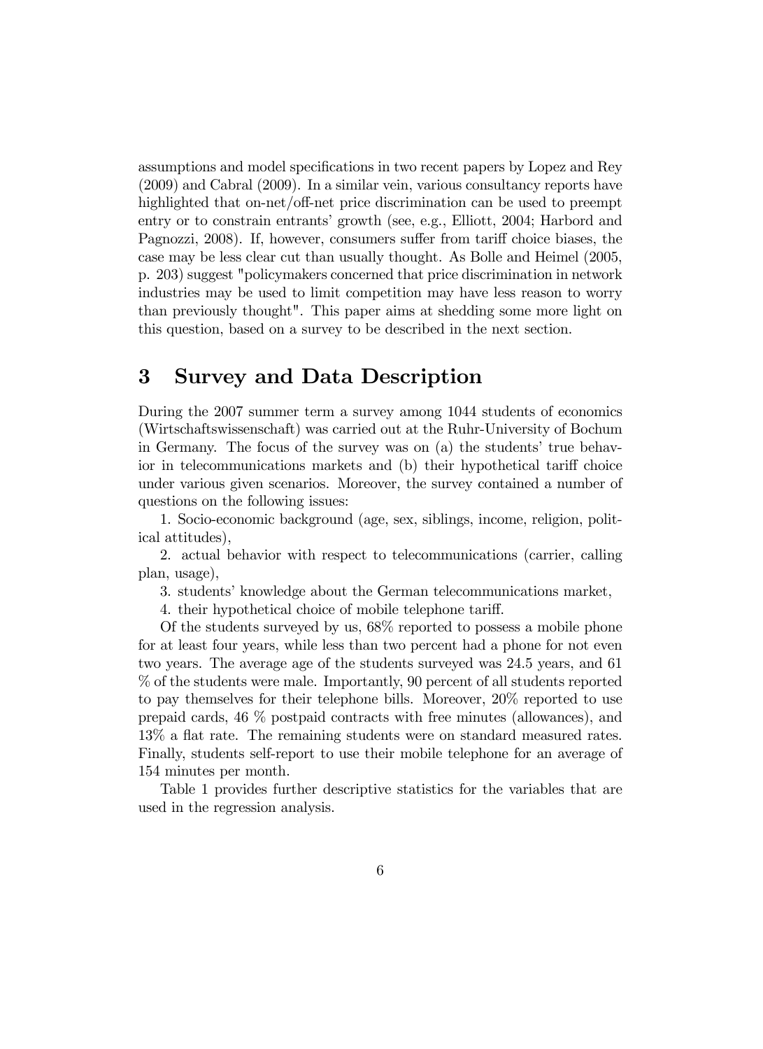assumptions and model specifications in two recent papers by Lopez and Rey (2009) and Cabral (2009). In a similar vein, various consultancy reports have highlighted that on-net/off-net price discrimination can be used to preempt entry or to constrain entrants' growth (see, e.g., Elliott, 2004; Harbord and Pagnozzi, 2008). If, however, consumers suffer from tariff choice biases, the case may be less clear cut than usually thought. As Bolle and Heimel (2005, p. 203) suggest "policymakers concerned that price discrimination in network industries may be used to limit competition may have less reason to worry than previously thought". This paper aims at shedding some more light on this question, based on a survey to be described in the next section.

# 3 Survey and Data Description

During the 2007 summer term a survey among 1044 students of economics (Wirtschaftswissenschaft) was carried out at the Ruhr-University of Bochum in Germany. The focus of the survey was on (a) the students' true behavior in telecommunications markets and (b) their hypothetical tariff choice under various given scenarios. Moreover, the survey contained a number of questions on the following issues:

1. Socio-economic background (age, sex, siblings, income, religion, political attitudes),

2. actual behavior with respect to telecommunications (carrier, calling plan, usage),

3. students' knowledge about the German telecommunications market,

4. their hypothetical choice of mobile telephone tariff.

Of the students surveyed by us, 68% reported to possess a mobile phone for at least four years, while less than two percent had a phone for not even two years. The average age of the students surveyed was 24.5 years, and 61 % of the students were male. Importantly, 90 percent of all students reported to pay themselves for their telephone bills. Moreover, 20% reported to use prepaid cards, 46 % postpaid contracts with free minutes (allowances), and 13% a flat rate. The remaining students were on standard measured rates. Finally, students self-report to use their mobile telephone for an average of 154 minutes per month.

Table 1 provides further descriptive statistics for the variables that are used in the regression analysis.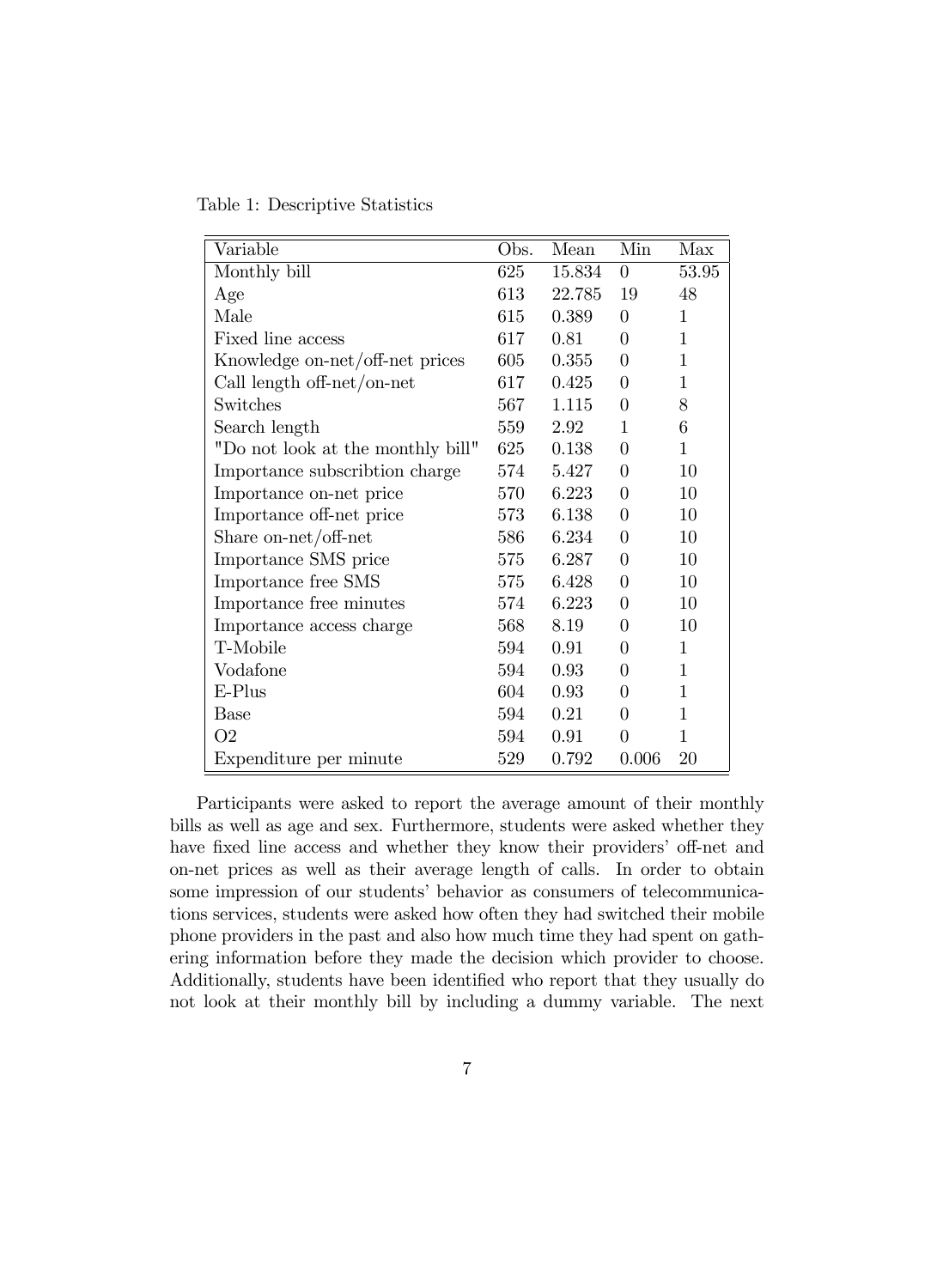Table 1: Descriptive Statistics

| Variable | Obs. | Mean | Min | Max |
|---|---|---|---|---|
| Monthly bill | 625 | 15.834 | 0 | 53.95 |
| Age | 613 | 22.785 | 19 | 48 |
| Male | 615 | 0.389 | 0 | 1 |
| Fixed line access | 617 | 0.81 | 0 | 1 |
| Knowledge on-net/off-net prices | 605 | 0.355 | 0 | 1 |
| Call length off-net/on-net | 617 | 0.425 | 0 | 1 |
| Switches | 567 | 1.115 | 0 | 8 |
| Search length | 559 | 2.92 | 1 | 6 |
| "Do not look at the monthly bill" | 625 | 0.138 | 0 | 1 |
| Importance subscribtion charge | 574 | 5.427 | 0 | 10 |
| Importance on-net price | 570 | 6.223 | 0 | 10 |
| Importance off-net price | 573 | 6.138 | 0 | 10 |
| Share on-net/off-net | 586 | 6.234 | 0 | 10 |
| Importance SMS price | 575 | 6.287 | 0 | 10 |
| Importance free SMS | 575 | 6.428 | 0 | 10 |
| Importance free minutes | 574 | 6.223 | 0 | 10 |
| Importance access charge | 568 | 8.19 | 0 | 10 |
| T-Mobile | 594 | 0.91 | 0 | 1 |
| Vodafone | 594 | 0.93 | 0 | 1 |
| E-Plus | 604 | 0.93 | 0 | 1 |
| Base | 594 | 0.21 | 0 | 1 |
| O2 | 594 | 0.91 | 0 | 1 |
| Expenditure per minute | 529 | 0.792 | 0.006 | 20 |

Participants were asked to report the average amount of their monthly bills as well as age and sex. Furthermore, students were asked whether they have fixed line access and whether they know their providers' off-net and on-net prices as well as their average length of calls. In order to obtain some impression of our students' behavior as consumers of telecommunications services, students were asked how often they had switched their mobile phone providers in the past and also how much time they had spent on gathering information before they made the decision which provider to choose. Additionally, students have been identified who report that they usually do not look at their monthly bill by including a dummy variable. The next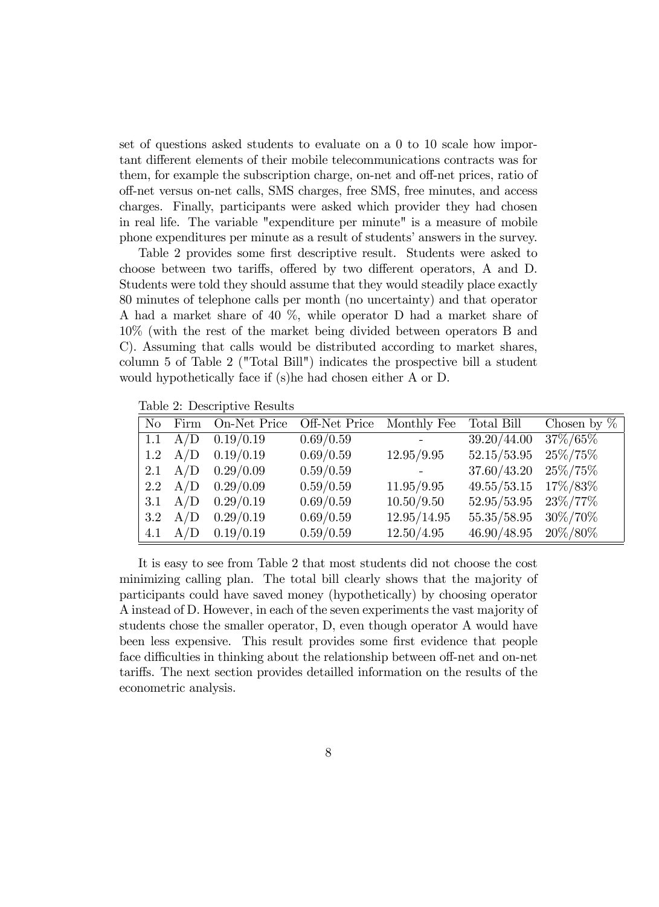set of questions asked students to evaluate on a 0 to 10 scale how important different elements of their mobile telecommunications contracts was for them, for example the subscription charge, on-net and off-net prices, ratio of off-net versus on-net calls, SMS charges, free SMS, free minutes, and access charges. Finally, participants were asked which provider they had chosen in real life. The variable "expenditure per minute" is a measure of mobile phone expenditures per minute as a result of students' answers in the survey.

Table 2 provides some first descriptive result. Students were asked to choose between two tariffs, offered by two different operators, A and D. Students were told they should assume that they would steadily place exactly 80 minutes of telephone calls per month (no uncertainty) and that operator A had a market share of 40 %, while operator D had a market share of 10% (with the rest of the market being divided between operators B and C). Assuming that calls would be distributed according to market shares, column 5 of Table 2 ("Total Bill") indicates the prospective bill a student would hypothetically face if (s)he had chosen either A or D.

Table 2: Descriptive Results

| No | Firm | On-Net Price | Off-Net Price | Monthly Fee | Total Bill | Chosen by % |
|---|---|---|---|---|---|---|
| 1.1 | A/D | 0.19/0.19 | 0.69/0.59 | - | 39.20/44.00 | 37%/65% |
| 1.2 | A/D | 0.19/0.19 | 0.69/0.59 | 12.95/9.95 | 52.15/53.95 | 25%/75% |
| 2.1 | A/D | 0.29/0.09 | 0.59/0.59 | - | 37.60/43.20 | 25%/75% |
| 2.2 | A/D | 0.29/0.09 | 0.59/0.59 | 11.95/9.95 | 49.55/53.15 | 17%/83% |
| 3.1 | A/D | 0.29/0.19 | 0.69/0.59 | 10.50/9.50 | 52.95/53.95 | 23%/77% |
| 3.2 | A/D | 0.29/0.19 | 0.69/0.59 | 12.95/14.95 | 55.35/58.95 | 30%/70% |
| 4.1 | A/D | 0.19/0.19 | 0.59/0.59 | 12.50/4.95 | 46.90/48.95 | 20%/80% |

It is easy to see from Table 2 that most students did not choose the cost minimizing calling plan. The total bill clearly shows that the majority of participants could have saved money (hypothetically) by choosing operator A instead of D. However, in each of the seven experiments the vast majority of students chose the smaller operator, D, even though operator A would have been less expensive. This result provides some first evidence that people face difficulties in thinking about the relationship between off-net and on-net tariffs. The next section provides detailled information on the results of the econometric analysis.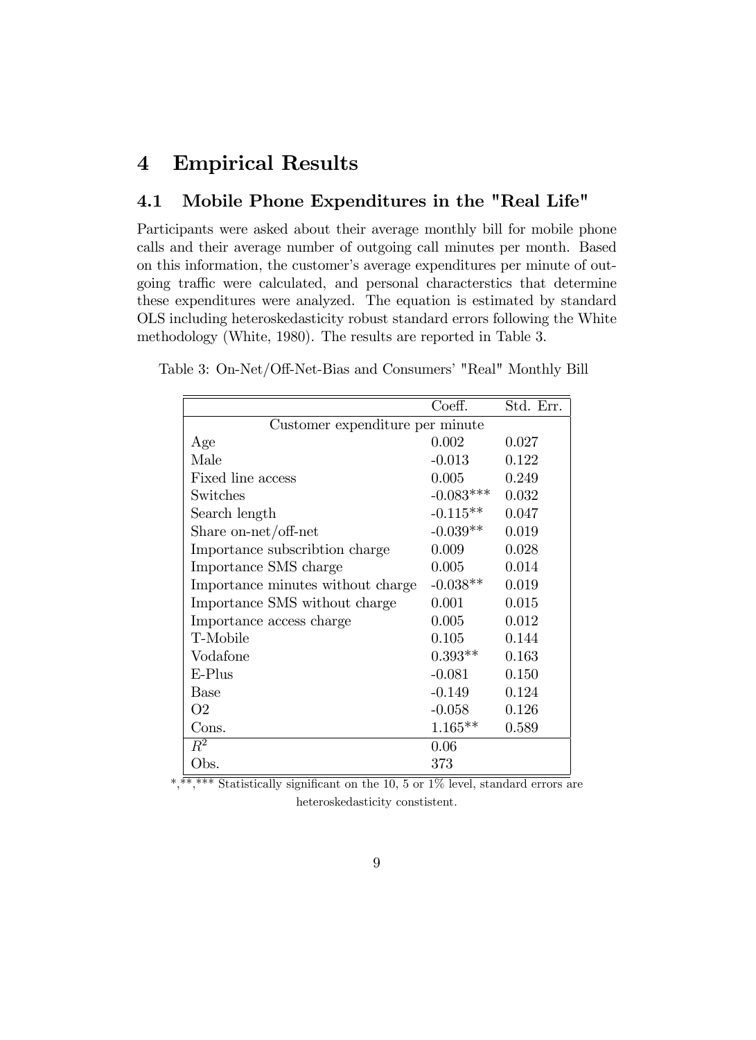# 4 Empirical Results

## 4.1 Mobile Phone Expenditures in the "Real Life"

Participants were asked about their average monthly bill for mobile phone calls and their average number of outgoing call minutes per month. Based on this information, the customer's average expenditures per minute of outgoing traffic were calculated, and personal characterstics that determine these expenditures were analyzed. The equation is estimated by standard OLS including heteroskedasticity robust standard errors following the White methodology (White, 1980). The results are reported in Table 3.

Table 3: On-Net/Off-Net-Bias and Consumers' "Real" Monthly Bill

| | Coeff. | Std. Err. |
|---|---|---|
| Customer expenditure per minute | | |
| Age | 0.002 | 0.027 |
| Male | -0.013 | 0.122 |
| Fixed line access | 0.005 | 0.249 |
| Switches | -0.083*** | 0.032 |
| Search length | -0.115** | 0.047 |
| Share on-net/off-net | -0.039** | 0.019 |
| Importance subscribtion charge | 0.009 | 0.028 |
| Importance SMS charge | 0.005 | 0.014 |
| Importance minutes without charge | -0.038** | 0.019 |
| Importance SMS without charge | 0.001 | 0.015 |
| Importance access charge | 0.005 | 0.012 |
| T-Mobile | 0.105 | 0.144 |
| Vodafone | 0.393** | 0.163 |
| E-Plus | -0.081 | 0.150 |
| Base | -0.149 | 0.124 |
| O2 | -0.058 | 0.126 |
| Cons. | 1.165** | 0.589 |
| $R^2$ | 0.06 | |
| Obs. | 373 | |

*,**,*** Statistically significant on the 10, 5 or 1% level, standard errors are heteroskedasticity constistent.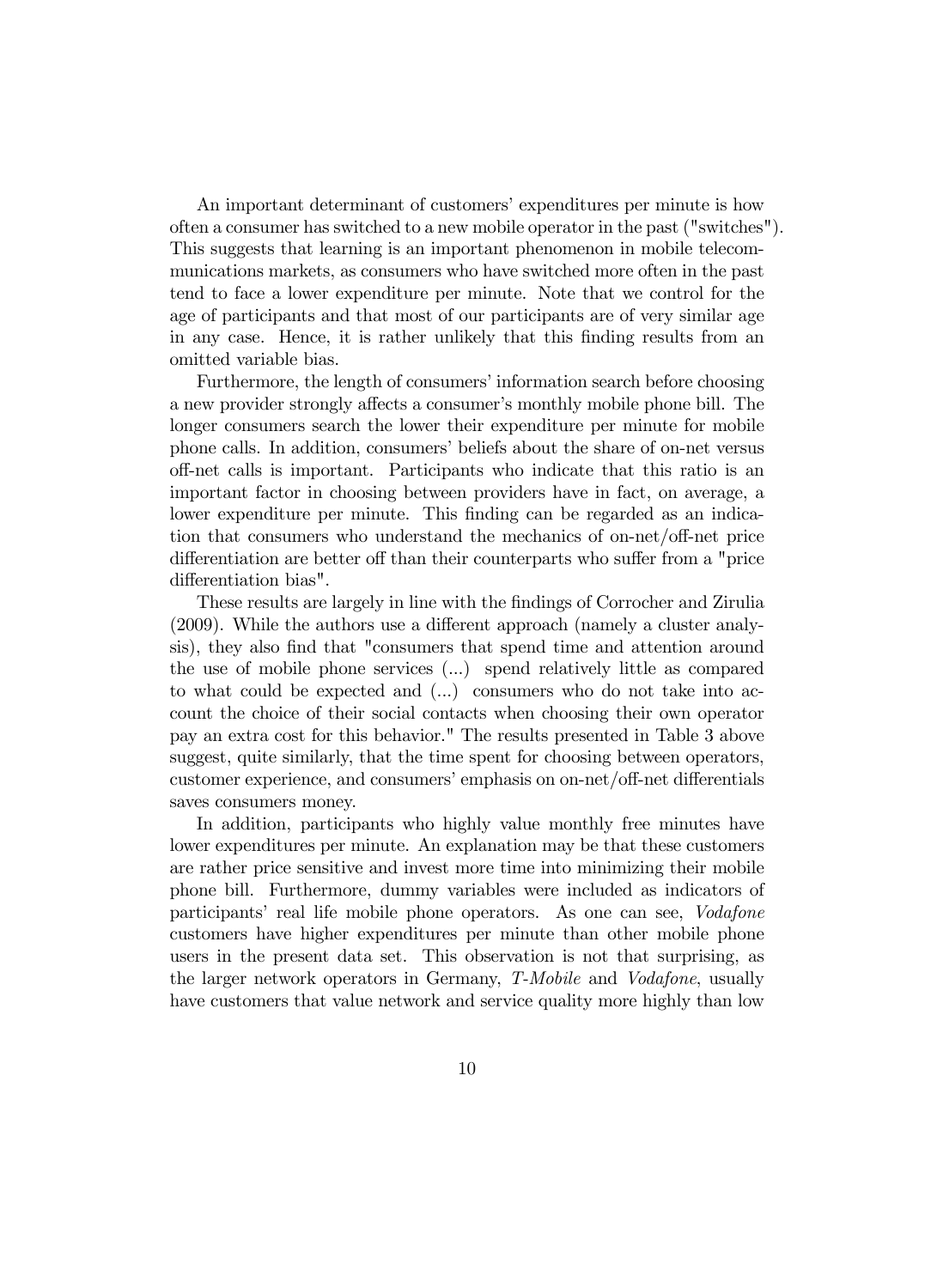An important determinant of customers' expenditures per minute is how often a consumer has switched to a new mobile operator in the past ("switches"). This suggests that learning is an important phenomenon in mobile telecommunications markets, as consumers who have switched more often in the past tend to face a lower expenditure per minute. Note that we control for the age of participants and that most of our participants are of very similar age in any case. Hence, it is rather unlikely that this finding results from an omitted variable bias.

Furthermore, the length of consumers' information search before choosing a new provider strongly affects a consumer's monthly mobile phone bill. The longer consumers search the lower their expenditure per minute for mobile phone calls. In addition, consumers' beliefs about the share of on-net versus off-net calls is important. Participants who indicate that this ratio is an important factor in choosing between providers have in fact, on average, a lower expenditure per minute. This finding can be regarded as an indication that consumers who understand the mechanics of on-net/off-net price differentiation are better off than their counterparts who suffer from a "price differentiation bias".

These results are largely in line with the findings of Corrocher and Zirulia (2009). While the authors use a different approach (namely a cluster analysis), they also find that "consumers that spend time and attention around the use of mobile phone services (...) spend relatively little as compared to what could be expected and (...) consumers who do not take into account the choice of their social contacts when choosing their own operator pay an extra cost for this behavior." The results presented in Table 3 above suggest, quite similarly, that the time spent for choosing between operators, customer experience, and consumers' emphasis on on-net/off-net differentials saves consumers money.

In addition, participants who highly value monthly free minutes have lower expenditures per minute. An explanation may be that these customers are rather price sensitive and invest more time into minimizing their mobile phone bill. Furthermore, dummy variables were included as indicators of participants' real life mobile phone operators. As one can see, *Vodafone* customers have higher expenditures per minute than other mobile phone users in the present data set. This observation is not that surprising, as the larger network operators in Germany, *T-Mobile* and *Vodafone*, usually have customers that value network and service quality more highly than low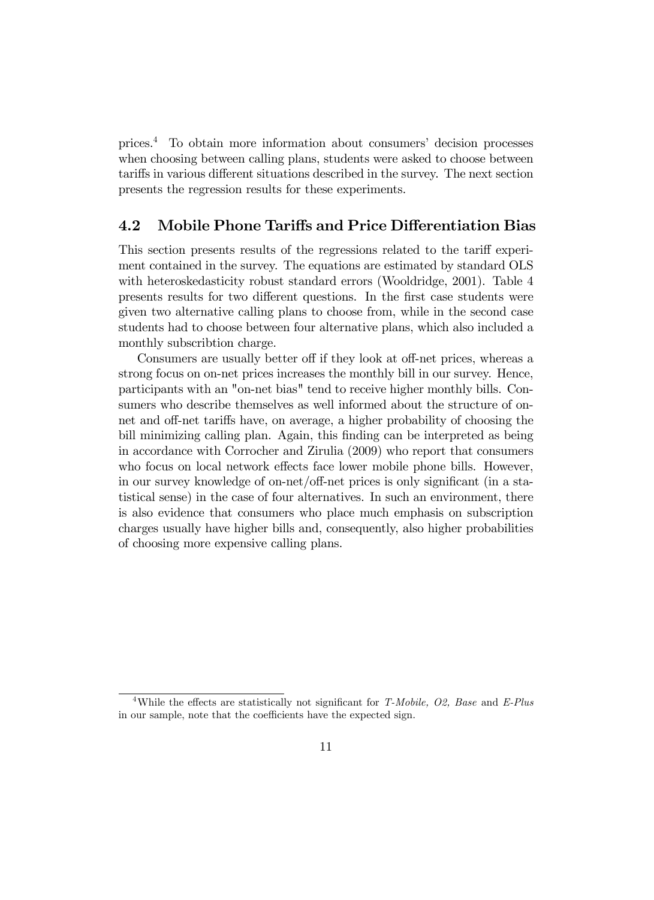prices.[4] To obtain more information about consumers' decision processes when choosing between calling plans, students were asked to choose between tariffs in various different situations described in the survey. The next section presents the regression results for these experiments.

## 4.2 Mobile Phone Tariffs and Price Differentiation Bias

This section presents results of the regressions related to the tariff experiment contained in the survey. The equations are estimated by standard OLS with heteroskedasticity robust standard errors (Wooldridge, 2001). Table 4 presents results for two different questions. In the first case students were given two alternative calling plans to choose from, while in the second case students had to choose between four alternative plans, which also included a monthly subscribtion charge.

Consumers are usually better off if they look at off-net prices, whereas a strong focus on on-net prices increases the monthly bill in our survey. Hence, participants with an "on-net bias" tend to receive higher monthly bills. Consumers who describe themselves as well informed about the structure of on-net and off-net tariffs have, on average, a higher probability of choosing the bill minimizing calling plan. Again, this finding can be interpreted as being in accordance with Corrocher and Zirulia (2009) who report that consumers who focus on local network effects face lower mobile phone bills. However, in our survey knowledge of on-net/off-net prices is only significant (in a statistical sense) in the case of four alternatives. In such an environment, there is also evidence that consumers who place much emphasis on subscription charges usually have higher bills and, consequently, also higher probabilities of choosing more expensive calling plans.

[4] While the effects are statistically not significant for *T-Mobile, O2, Base* and *E-Plus* in our sample, note that the coefficients have the expected sign.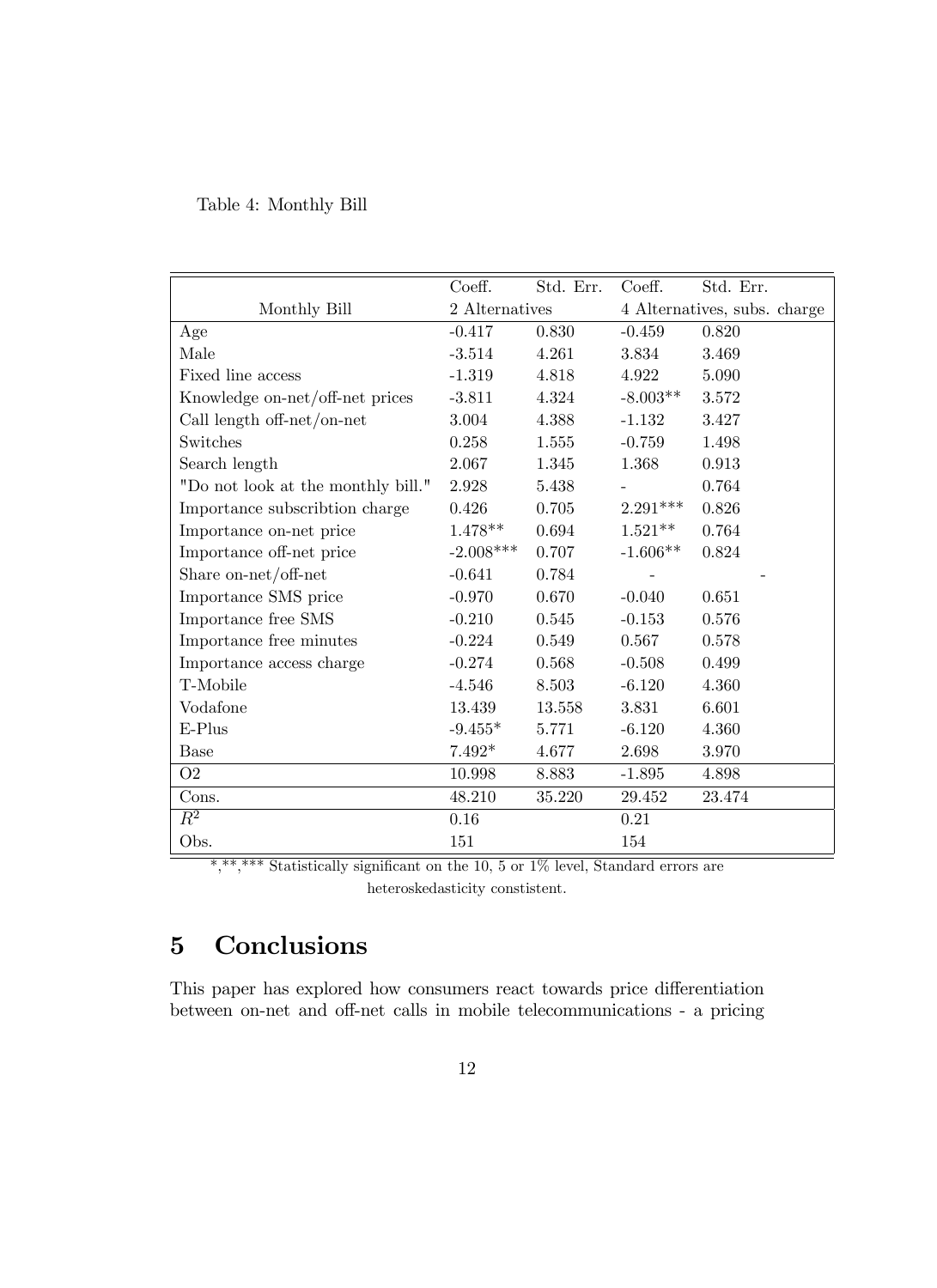Table 4: Monthly Bill

| | Coeff. | Std. Err. | Coeff. | Std. Err. |
|---|---|---|---|---|
| Monthly Bill | 2 Alternatives | | 4 Alternatives, subs. charge | |
| Age | -0.417 | 0.830 | -0.459 | 0.820 |
| Male | -3.514 | 4.261 | 3.834 | 3.469 |
| Fixed line access | -1.319 | 4.818 | 4.922 | 5.090 |
| Knowledge on-net/off-net prices | -3.811 | 4.324 | -8.003** | 3.572 |
| Call length off-net/on-net | 3.004 | 4.388 | -1.132 | 3.427 |
| Switches | 0.258 | 1.555 | -0.759 | 1.498 |
| Search length | 2.067 | 1.345 | 1.368 | 0.913 |
| "Do not look at the monthly bill." | 2.928 | 5.438 | - | 0.764 |
| Importance subscribtion charge | 0.426 | 0.705 | 2.291*** | 0.826 |
| Importance on-net price | 1.478** | 0.694 | 1.521** | 0.764 |
| Importance off-net price | -2.008*** | 0.707 | -1.606** | 0.824 |
| Share on-net/off-net | -0.641 | 0.784 | - | - |
| Importance SMS price | -0.970 | 0.670 | -0.040 | 0.651 |
| Importance free SMS | -0.210 | 0.545 | -0.153 | 0.576 |
| Importance free minutes | -0.224 | 0.549 | 0.567 | 0.578 |
| Importance access charge | -0.274 | 0.568 | -0.508 | 0.499 |
| T-Mobile | -4.546 | 8.503 | -6.120 | 4.360 |
| Vodafone | 13.439 | 13.558 | 3.831 | 6.601 |
| E-Plus | -9.455* | 5.771 | -6.120 | 4.360 |
| Base | 7.492* | 4.677 | 2.698 | 3.970 |
| O2 | 10.998 | 8.883 | -1.895 | 4.898 |
| Cons. | 48.210 | 35.220 | 29.452 | 23.474 |
| $R^2$ | 0.16 | | 0.21 | |
| Obs. | 151 | | 154 | |

*,**,*** Statistically significant on the 10, 5 or 1% level, Standard errors are heteroskedasticity constistent.

## 5 Conclusions

This paper has explored how consumers react towards price differentiation between on-net and off-net calls in mobile telecommunications - a pricing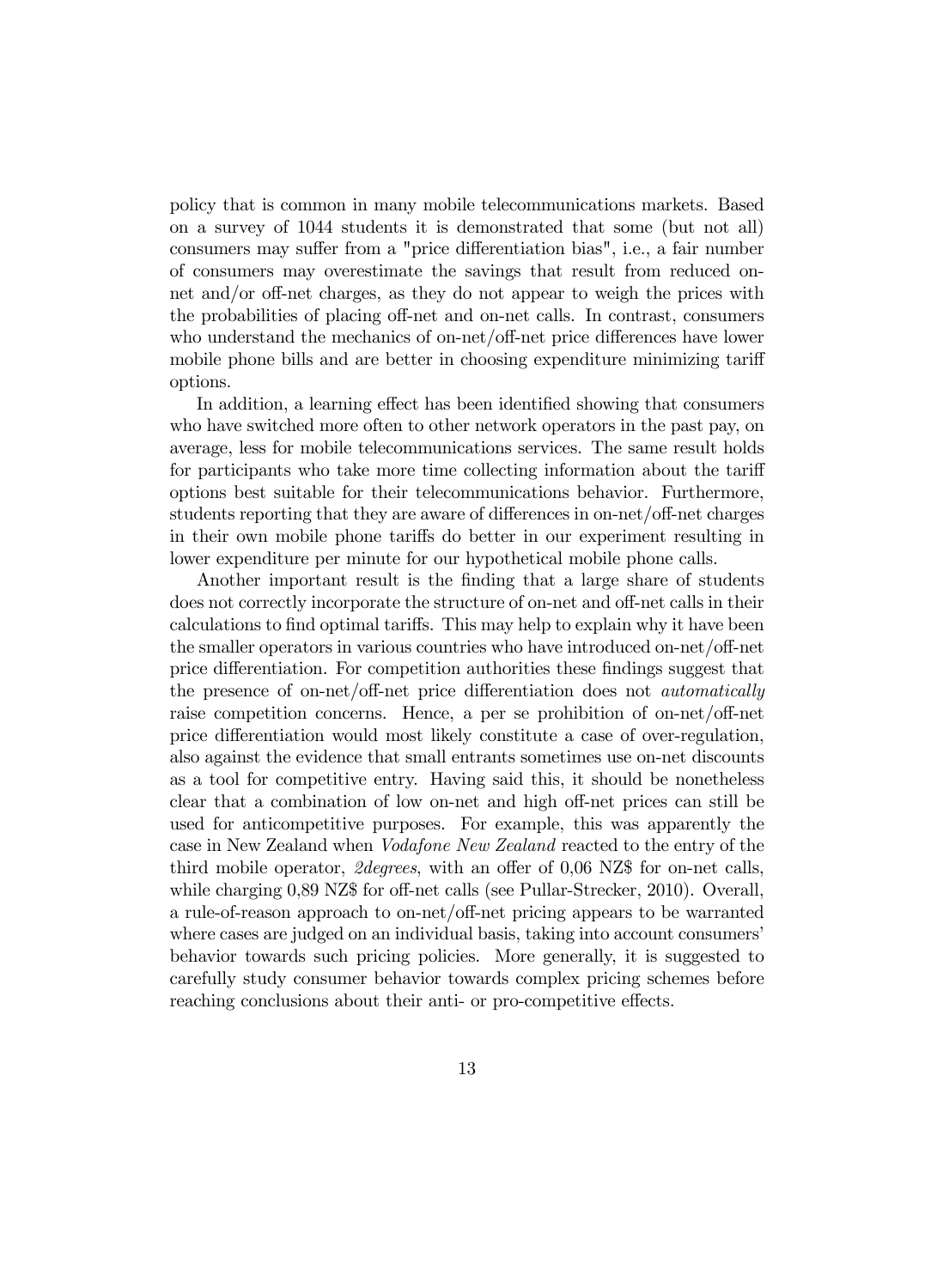policy that is common in many mobile telecommunications markets. Based on a survey of 1044 students it is demonstrated that some (but not all) consumers may suffer from a "price differentiation bias", i.e., a fair number of consumers may overestimate the savings that result from reduced on-net and/or off-net charges, as they do not appear to weigh the prices with the probabilities of placing off-net and on-net calls. In contrast, consumers who understand the mechanics of on-net/off-net price differences have lower mobile phone bills and are better in choosing expenditure minimizing tariff options.

In addition, a learning effect has been identified showing that consumers who have switched more often to other network operators in the past pay, on average, less for mobile telecommunications services. The same result holds for participants who take more time collecting information about the tariff options best suitable for their telecommunications behavior. Furthermore, students reporting that they are aware of differences in on-net/off-net charges in their own mobile phone tariffs do better in our experiment resulting in lower expenditure per minute for our hypothetical mobile phone calls.

Another important result is the finding that a large share of students does not correctly incorporate the structure of on-net and off-net calls in their calculations to find optimal tariffs. This may help to explain why it have been the smaller operators in various countries who have introduced on-net/off-net price differentiation. For competition authorities these findings suggest that the presence of on-net/off-net price differentiation does not *automatically* raise competition concerns. Hence, a per se prohibition of on-net/off-net price differentiation would most likely constitute a case of over-regulation, also against the evidence that small entrants sometimes use on-net discounts as a tool for competitive entry. Having said this, it should be nonetheless clear that a combination of low on-net and high off-net prices can still be used for anticompetitive purposes. For example, this was apparently the case in New Zealand when *Vodafone New Zealand* reacted to the entry of the third mobile operator, *2degrees*, with an offer of 0,06 NZ$ for on-net calls, while charging 0,89 NZ$ for off-net calls (see Pullar-Strecker, 2010). Overall, a rule-of-reason approach to on-net/off-net pricing appears to be warranted where cases are judged on an individual basis, taking into account consumers' behavior towards such pricing policies. More generally, it is suggested to carefully study consumer behavior towards complex pricing schemes before reaching conclusions about their anti- or pro-competitive effects.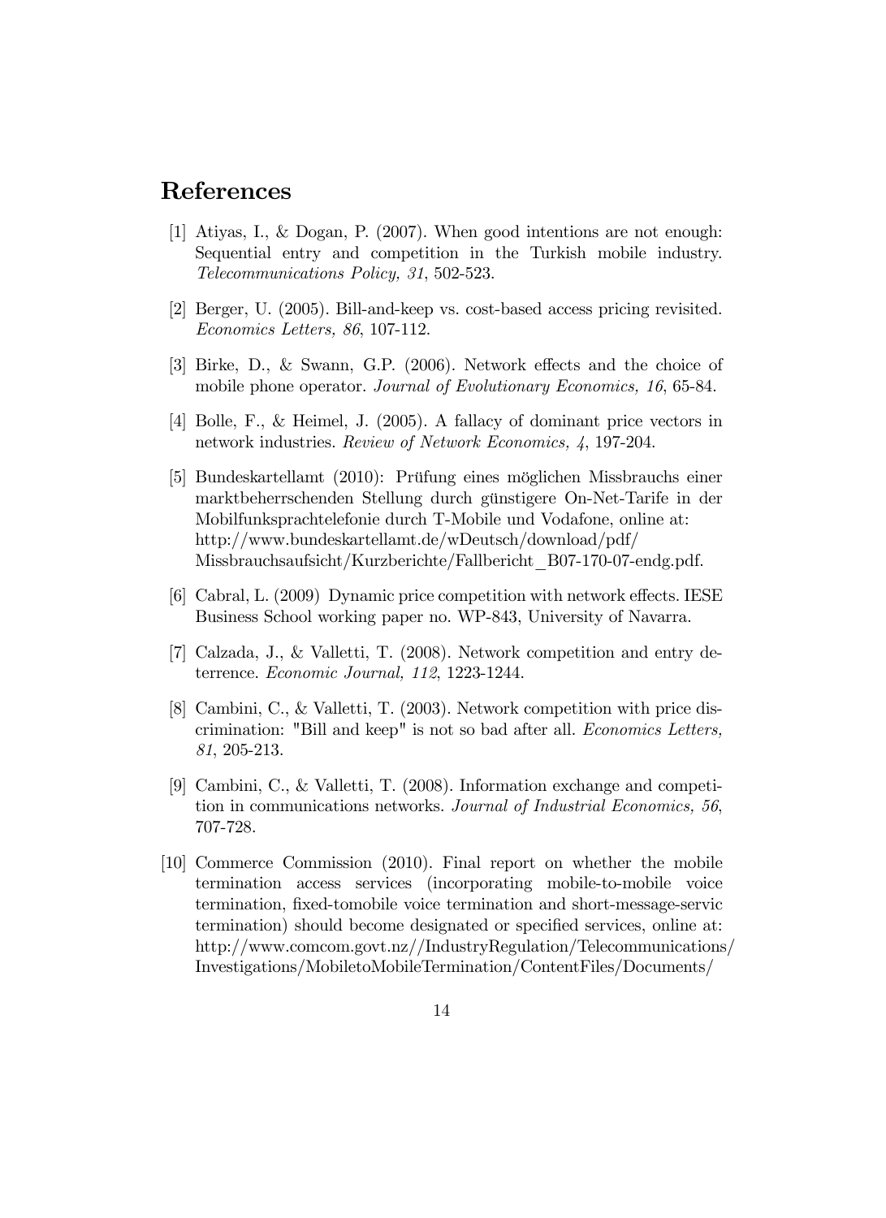## References

[1] Atiyas, I., & Dogan, P. (2007). When good intentions are not enough: Sequential entry and competition in the Turkish mobile industry. *Telecommunications Policy, 31*, 502-523.

[2] Berger, U. (2005). Bill-and-keep vs. cost-based access pricing revisited. *Economics Letters, 86*, 107-112.

[3] Birke, D., & Swann, G.P. (2006). Network effects and the choice of mobile phone operator. *Journal of Evolutionary Economics, 16*, 65-84.

[4] Bolle, F., & Heimel, J. (2005). A fallacy of dominant price vectors in network industries. *Review of Network Economics, 4*, 197-204.

[5] Bundeskartellamt (2010): Prüfung eines möglichen Missbrauchs einer marktbeherrschenden Stellung durch günstigere On-Net-Tarife in der Mobilfunksprachtelefonie durch T-Mobile und Vodafone, online at: http://www.bundeskartellamt.de/wDeutsch/download/pdf/Missbrauchsaufsicht/Kurzberichte/Fallbericht_B07-170-07-endg.pdf.

[6] Cabral, L. (2009) Dynamic price competition with network effects. IESE Business School working paper no. WP-843, University of Navarra.

[7] Calzada, J., & Valletti, T. (2008). Network competition and entry deterrence. *Economic Journal, 112*, 1223-1244.

[8] Cambini, C., & Valletti, T. (2003). Network competition with price discrimination: "Bill and keep" is not so bad after all. *Economics Letters, 81*, 205-213.

[9] Cambini, C., & Valletti, T. (2008). Information exchange and competition in communications networks. *Journal of Industrial Economics, 56*, 707-728.

[10] Commerce Commission (2010). Final report on whether the mobile termination access services (incorporating mobile-to-mobile voice termination, fixed-tomobile voice termination and short-message-servic termination) should become designated or specified services, online at: http://www.comcom.govt.nz//IndustryRegulation/Telecommunications/Investigations/MobiletoMobileTermination/ContentFiles/Documents/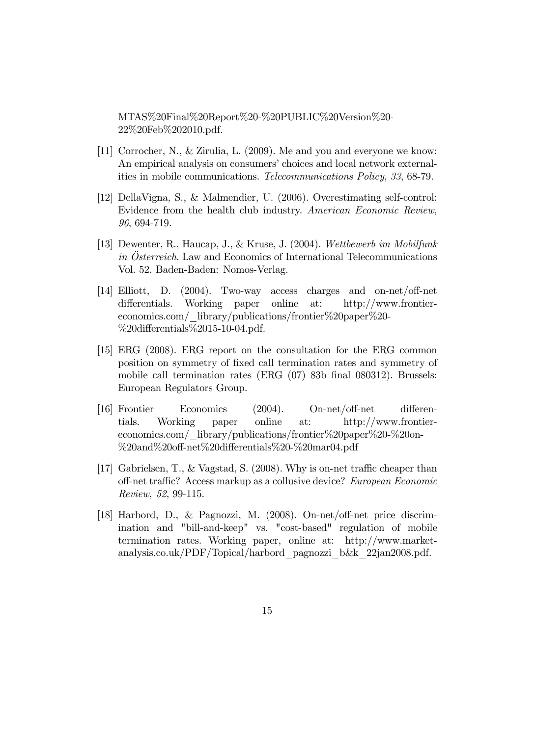MTAS%20Final%20Report%20-%20PUBLIC%20Version%20-22%20Feb%202010.pdf.

[11] Corrocher, N., & Zirulia, L. (2009). Me and you and everyone we know: An empirical analysis on consumers' choices and local network externalities in mobile communications. *Telecommunications Policy*, *33*, 68-79.

[12] DellaVigna, S., & Malmendier, U. (2006). Overestimating self-control: Evidence from the health club industry. *American Economic Review, 96*, 694-719.

[13] Dewenter, R., Haucap, J., & Kruse, J. (2004). *Wettbewerb im Mobilfunk in Österreich*. Law and Economics of International Telecommunications Vol. 52. Baden-Baden: Nomos-Verlag.

[14] Elliott, D. (2004). Two-way access charges and on-net/off-net differentials. Working paper online at: http://www.frontier-economics.com/_library/publications/frontier%20paper%20-%20differentials%2015-10-04.pdf.

[15] ERG (2008). ERG report on the consultation for the ERG common position on symmetry of fixed call termination rates and symmetry of mobile call termination rates (ERG (07) 83b final 080312). Brussels: European Regulators Group.

[16] Frontier Economics (2004). On-net/off-net differentials. Working paper online at: http://www.frontier-economics.com/_library/publications/frontier%20paper%20-%20on-%20and%20off-net%20differentials%20-%20mar04.pdf

[17] Gabrielsen, T., & Vagstad, S. (2008). Why is on-net traffic cheaper than off-net traffic? Access markup as a collusive device? *European Economic Review, 52*, 99-115.

[18] Harbord, D., & Pagnozzi, M. (2008). On-net/off-net price discrimination and "bill-and-keep" vs. "cost-based" regulation of mobile termination rates. Working paper, online at: http://www.market-analysis.co.uk/PDF/Topical/harbord_pagnozzi_b&k_22jan2008.pdf.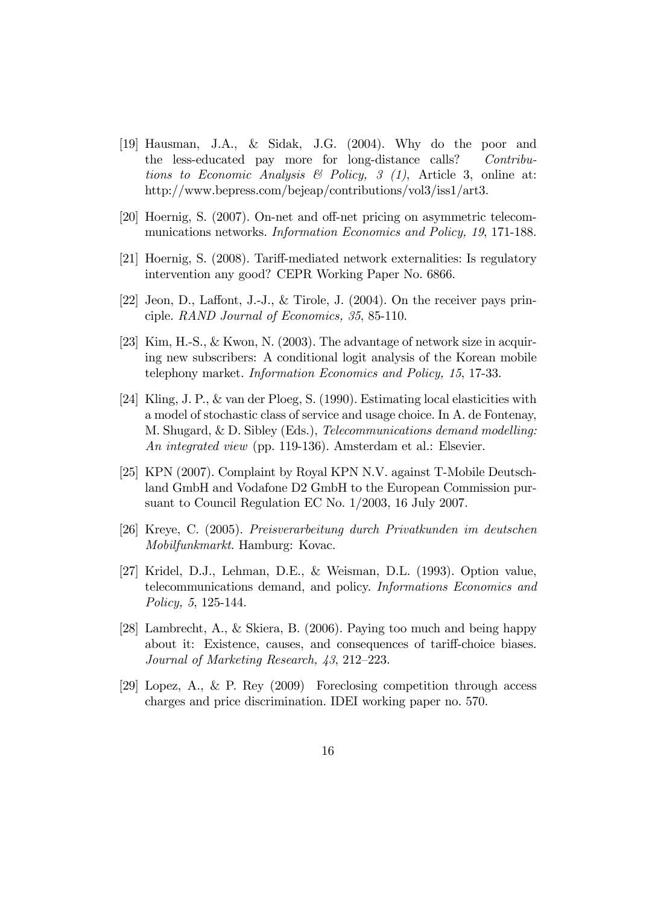[19] Hausman, J.A., & Sidak, J.G. (2004). Why do the poor and the less-educated pay more for long-distance calls? *Contributions to Economic Analysis & Policy, 3 (1)*, Article 3, online at: http://www.bepress.com/bejeap/contributions/vol3/iss1/art3.

[20] Hoernig, S. (2007). On-net and off-net pricing on asymmetric telecommunications networks. *Information Economics and Policy, 19*, 171-188.

[21] Hoernig, S. (2008). Tariff-mediated network externalities: Is regulatory intervention any good? CEPR Working Paper No. 6866.

[22] Jeon, D., Laffont, J.-J., & Tirole, J. (2004). On the receiver pays principle. *RAND Journal of Economics, 35*, 85-110.

[23] Kim, H.-S., & Kwon, N. (2003). The advantage of network size in acquiring new subscribers: A conditional logit analysis of the Korean mobile telephony market. *Information Economics and Policy, 15*, 17-33.

[24] Kling, J. P., & van der Ploeg, S. (1990). Estimating local elasticities with a model of stochastic class of service and usage choice. In A. de Fontenay, M. Shugard, & D. Sibley (Eds.), *Telecommunications demand modelling: An integrated view* (pp. 119-136). Amsterdam et al.: Elsevier.

[25] KPN (2007). Complaint by Royal KPN N.V. against T-Mobile Deutschland GmbH and Vodafone D2 GmbH to the European Commission pursuant to Council Regulation EC No. 1/2003, 16 July 2007.

[26] Kreye, C. (2005). *Preisverarbeitung durch Privatkunden im deutschen Mobilfunkmarkt*. Hamburg: Kovac.

[27] Kridel, D.J., Lehman, D.E., & Weisman, D.L. (1993). Option value, telecommunications demand, and policy. *Informations Economics and Policy, 5*, 125-144.

[28] Lambrecht, A., & Skiera, B. (2006). Paying too much and being happy about it: Existence, causes, and consequences of tariff-choice biases. *Journal of Marketing Research, 43*, 212–223.

[29] Lopez, A., & P. Rey (2009) Foreclosing competition through access charges and price discrimination. IDEI working paper no. 570.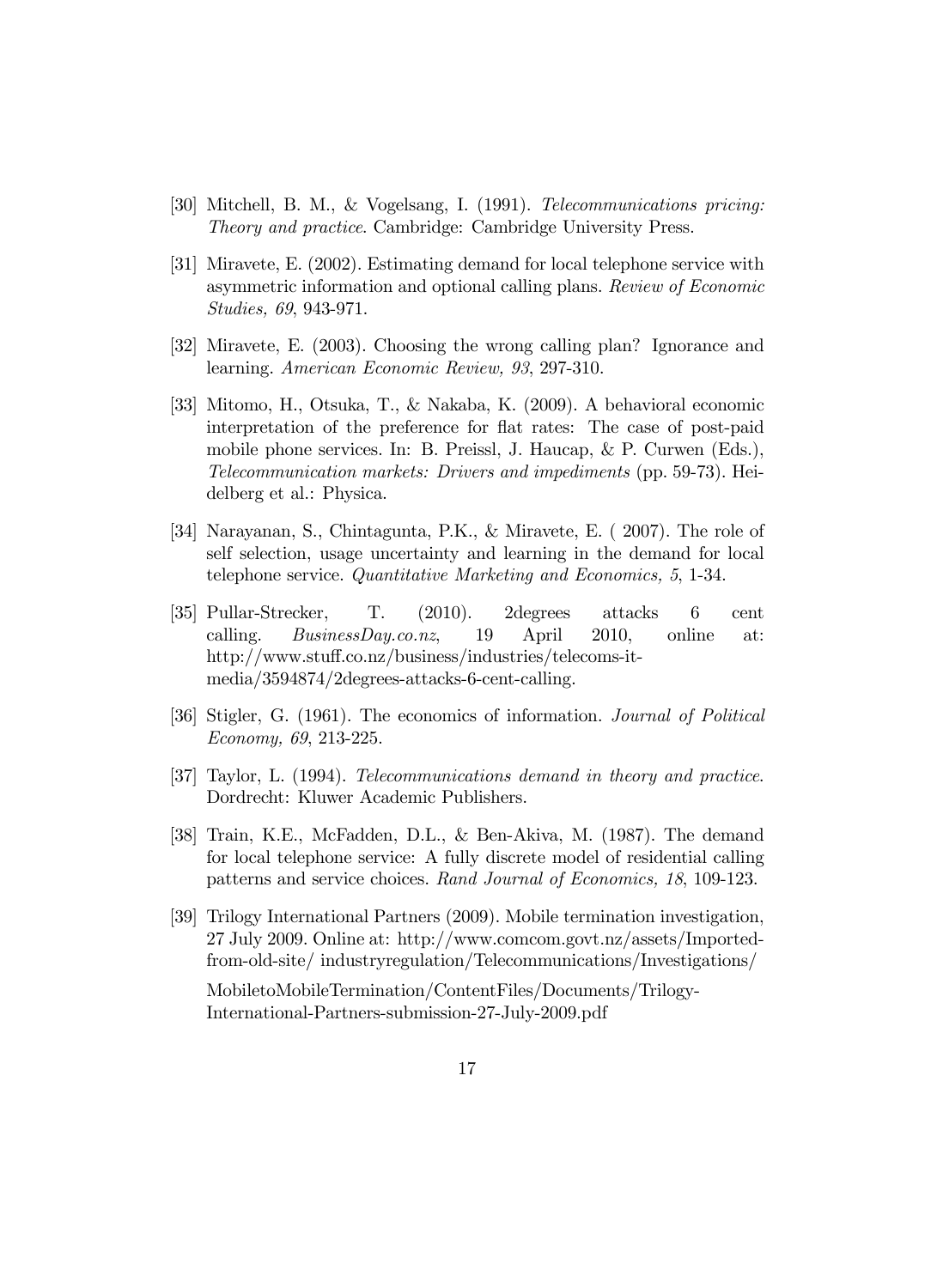[30] Mitchell, B. M., & Vogelsang, I. (1991). *Telecommunications pricing: Theory and practice*. Cambridge: Cambridge University Press.

[31] Miravete, E. (2002). Estimating demand for local telephone service with asymmetric information and optional calling plans. *Review of Economic Studies, 69*, 943-971.

[32] Miravete, E. (2003). Choosing the wrong calling plan? Ignorance and learning. *American Economic Review, 93*, 297-310.

[33] Mitomo, H., Otsuka, T., & Nakaba, K. (2009). A behavioral economic interpretation of the preference for flat rates: The case of post-paid mobile phone services. In: B. Preissl, J. Haucap, & P. Curwen (Eds.), *Telecommunication markets: Drivers and impediments* (pp. 59-73). Heidelberg et al.: Physica.

[34] Narayanan, S., Chintagunta, P.K., & Miravete, E. ( 2007). The role of self selection, usage uncertainty and learning in the demand for local telephone service. *Quantitative Marketing and Economics, 5*, 1-34.

[35] Pullar-Strecker, T. (2010). 2degrees attacks 6 cent calling. *BusinessDay.co.nz*, 19 April 2010, online at: http://www.stuff.co.nz/business/industries/telecoms-it-media/3594874/2degrees-attacks-6-cent-calling.

[36] Stigler, G. (1961). The economics of information. *Journal of Political Economy, 69*, 213-225.

[37] Taylor, L. (1994). *Telecommunications demand in theory and practice*. Dordrecht: Kluwer Academic Publishers.

[38] Train, K.E., McFadden, D.L., & Ben-Akiva, M. (1987). The demand for local telephone service: A fully discrete model of residential calling patterns and service choices. *Rand Journal of Economics, 18*, 109-123.

[39] Trilogy International Partners (2009). Mobile termination investigation, 27 July 2009. Online at: http://www.comcom.govt.nz/assets/Imported-from-old-site/ industryregulation/Telecommunications/Investigations/ MobiletoMobileTermination/ContentFiles/Documents/Trilogy-International-Partners-submission-27-July-2009.pdf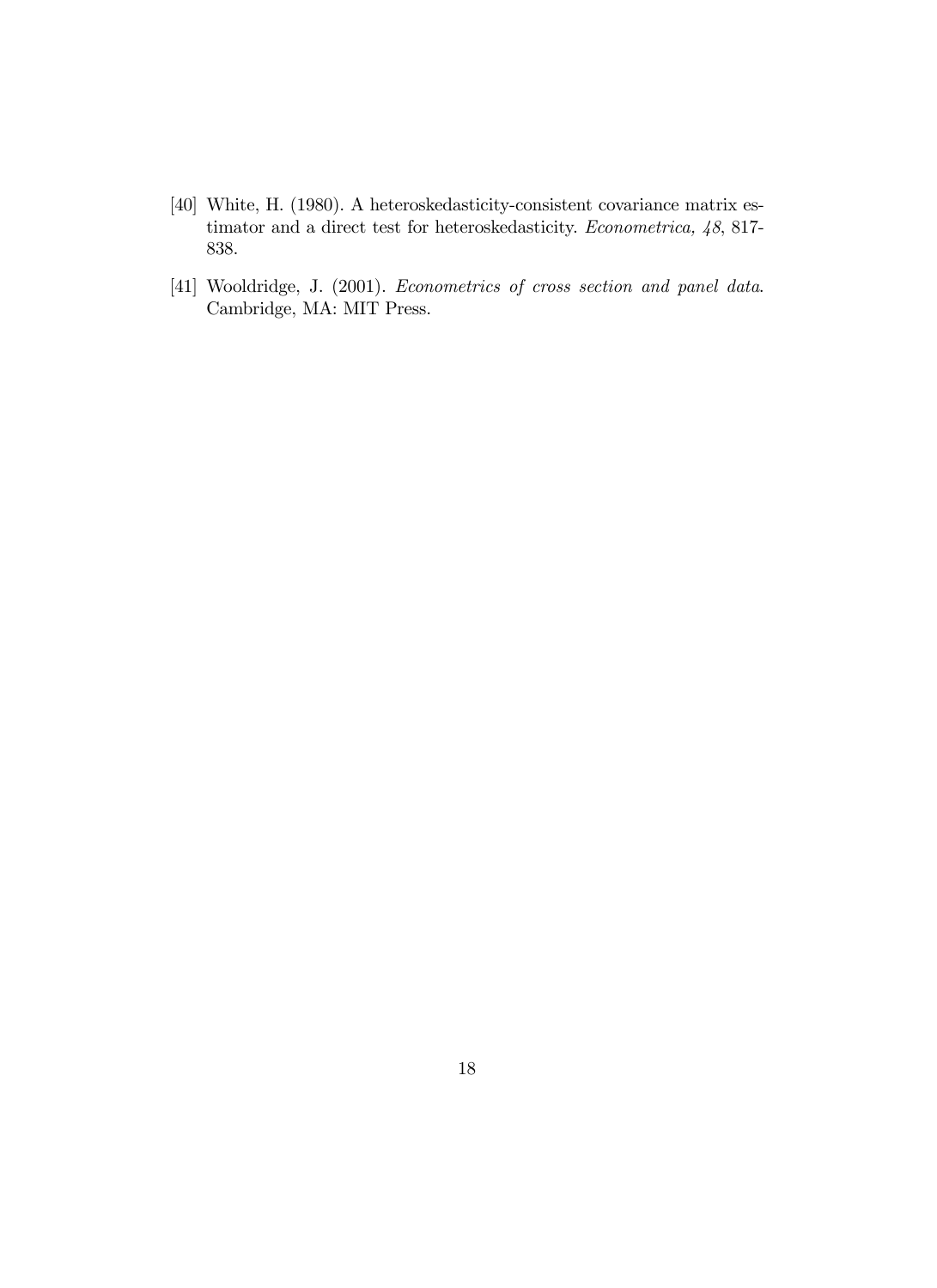[40] White, H. (1980). A heteroskedasticity-consistent covariance matrix estimator and a direct test for heteroskedasticity. *Econometrica, 48*, 817-838.

[41] Wooldridge, J. (2001). *Econometrics of cross section and panel data*. Cambridge, MA: MIT Press.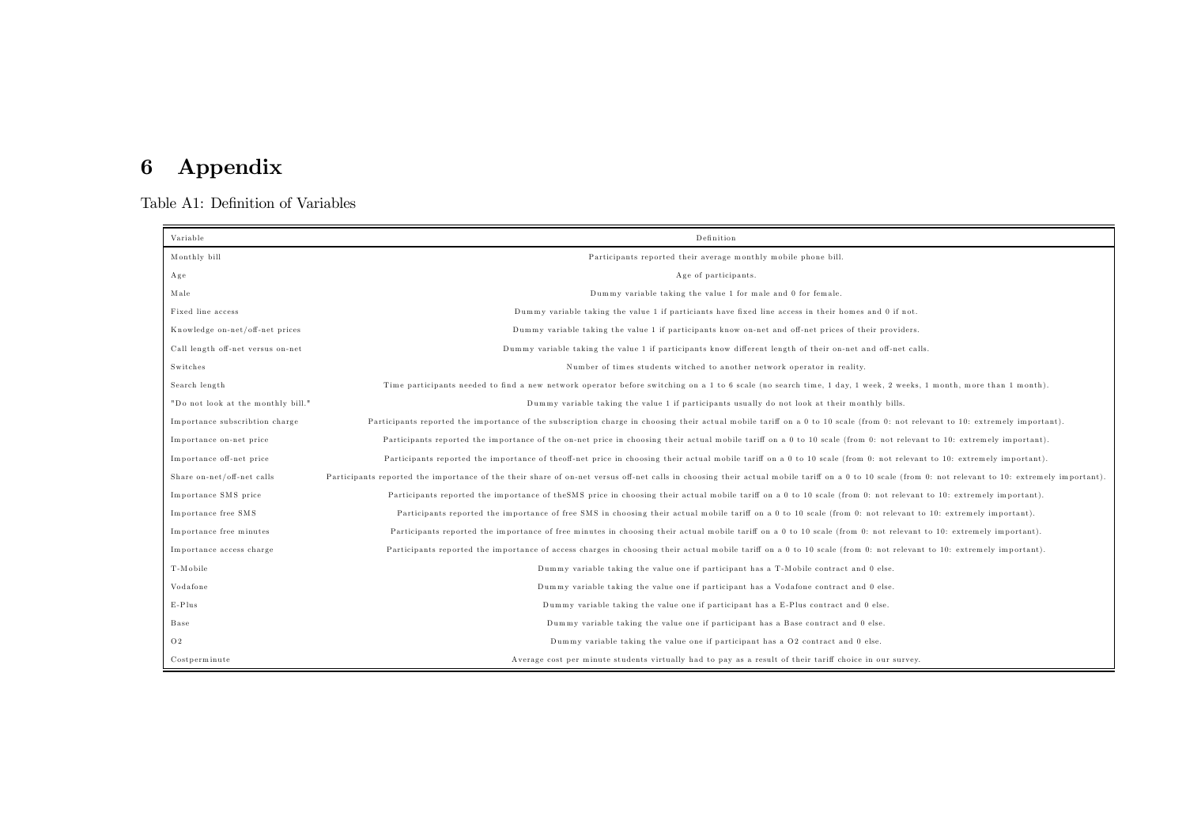# 6 Appendix

Table A1: Definition of Variables

| Variable | Definition |
|---|---|
| Monthly bill | Participants reported their average monthly mobile phone bill. |
| Age | Age of participants. |
| Male | Dummy variable taking the value 1 for male and 0 for female. |
| Fixed line access | Dummy variable taking the value 1 if particiants have fixed line access in their homes and 0 if not. |
| Knowledge on-net/off-net prices | Dummy variable taking the value 1 if participants know on-net and off-net prices of their providers. |
| Call length off-net versus on-net | Dummy variable taking the value 1 if participants know different length of their on-net and off-net calls. |
| Switches | Number of times students witched to another network operator in reality. |
| Search length | Time participants needed to find a new network operator before switching on a 1 to 6 scale (no search time, 1 day, 1 week, 2 weeks, 1 month, more than 1 month). |
| "Do not look at the monthly bill." | Dummy variable taking the value 1 if participants usually do not look at their monthly bills. |
| Importance subscribtion charge | Participants reported the importance of the subscription charge in choosing their actual mobile tariff on a 0 to 10 scale (from 0: not relevant to 10: extremely important). |
| Importance on-net price | Participants reported the importance of the on-net price in choosing their actual mobile tariff on a 0 to 10 scale (from 0: not relevant to 10: extremely important). |
| Importance off-net price | Participants reported the importance of theoff-net price in choosing their actual mobile tariff on a 0 to 10 scale (from 0: not relevant to 10: extremely important). |
| Share on-net/off-net calls | Participants reported the importance of the their share of on-net versus off-net calls in choosing their actual mobile tariff on a 0 to 10 scale (from 0: not relevant to 10: extremely important). |
| Importance SMS price | Participants reported the importance of theSMS price in choosing their actual mobile tariff on a 0 to 10 scale (from 0: not relevant to 10: extremely important). |
| Importance free SMS | Participants reported the importance of free SMS in choosing their actual mobile tariff on a 0 to 10 scale (from 0: not relevant to 10: extremely important). |
| Importance free minutes | Participants reported the importance of free minutes in choosing their actual mobile tariff on a 0 to 10 scale (from 0: not relevant to 10: extremely important). |
| Importance access charge | Participants reported the importance of access charges in choosing their actual mobile tariff on a 0 to 10 scale (from 0: not relevant to 10: extremely important). |
| T-Mobile | Dummy variable taking the value one if participant has a T-Mobile contract and 0 else. |
| Vodafone | Dummy variable taking the value one if participant has a Vodafone contract and 0 else. |
| E-Plus | Dummy variable taking the value one if participant has a E-Plus contract and 0 else. |
| Base | Dummy variable taking the value one if participant has a Base contract and 0 else. |
| O2 | Dummy variable taking the value one if participant has a O2 contract and 0 else. |
| Costperminute | Average cost per minute students virtually had to pay as a result of their tariff choice in our survey. |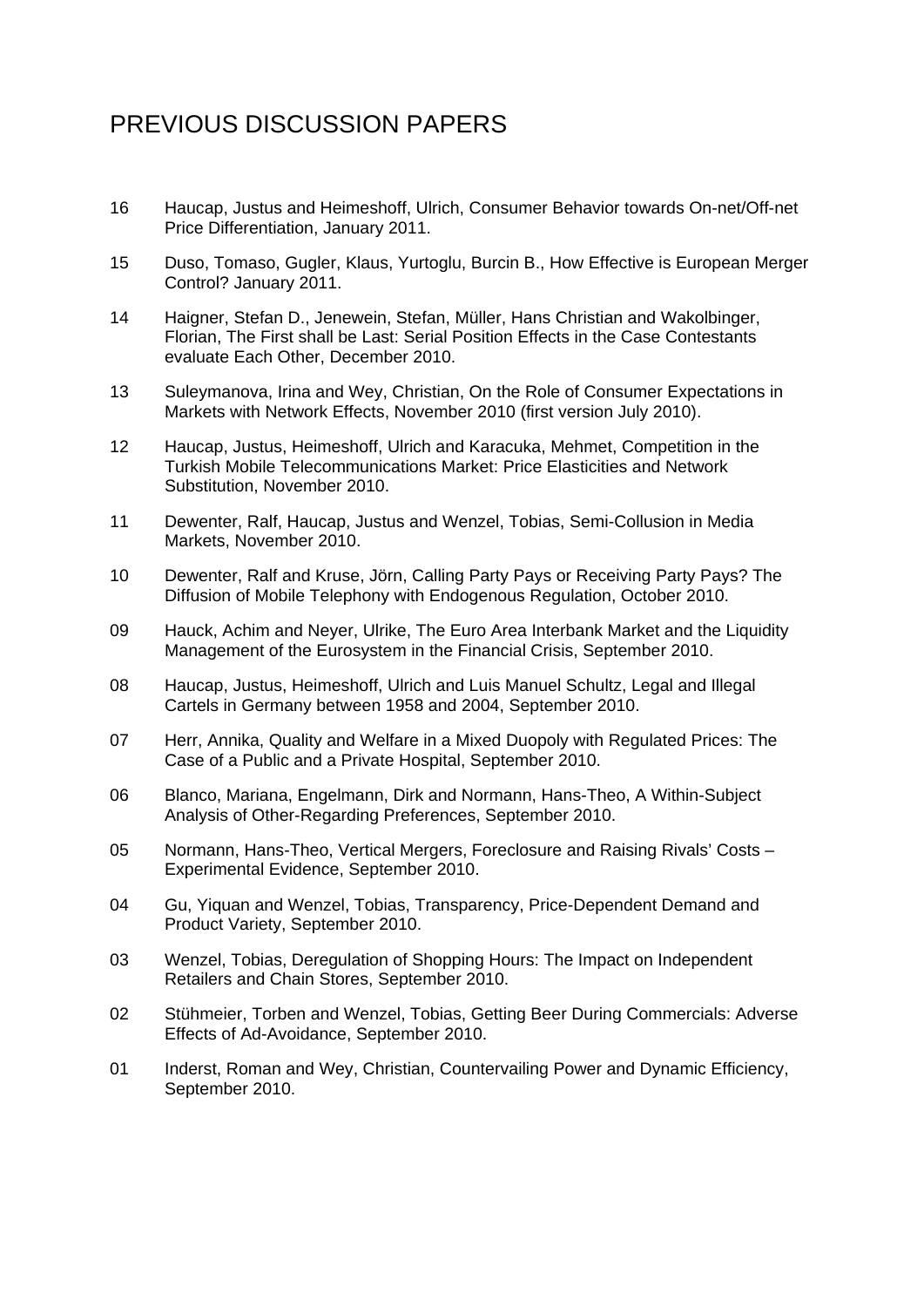# PREVIOUS DISCUSSION PAPERS

16 Haucap, Justus and Heimeshoff, Ulrich, Consumer Behavior towards On-net/Off-net Price Differentiation, January 2011.

15 Duso, Tomaso, Gugler, Klaus, Yurtoglu, Burcin B., How Effective is European Merger Control? January 2011.

14 Haigner, Stefan D., Jenewein, Stefan, Müller, Hans Christian and Wakolbinger, Florian, The First shall be Last: Serial Position Effects in the Case Contestants evaluate Each Other, December 2010.

13 Suleymanova, Irina and Wey, Christian, On the Role of Consumer Expectations in Markets with Network Effects, November 2010 (first version July 2010).

12 Haucap, Justus, Heimeshoff, Ulrich and Karacuka, Mehmet, Competition in the Turkish Mobile Telecommunications Market: Price Elasticities and Network Substitution, November 2010.

11 Dewenter, Ralf, Haucap, Justus and Wenzel, Tobias, Semi-Collusion in Media Markets, November 2010.

10 Dewenter, Ralf and Kruse, Jörn, Calling Party Pays or Receiving Party Pays? The Diffusion of Mobile Telephony with Endogenous Regulation, October 2010.

09 Hauck, Achim and Neyer, Ulrike, The Euro Area Interbank Market and the Liquidity Management of the Eurosystem in the Financial Crisis, September 2010.

08 Haucap, Justus, Heimeshoff, Ulrich and Luis Manuel Schultz, Legal and Illegal Cartels in Germany between 1958 and 2004, September 2010.

07 Herr, Annika, Quality and Welfare in a Mixed Duopoly with Regulated Prices: The Case of a Public and a Private Hospital, September 2010.

06 Blanco, Mariana, Engelmann, Dirk and Normann, Hans-Theo, A Within-Subject Analysis of Other-Regarding Preferences, September 2010.

05 Normann, Hans-Theo, Vertical Mergers, Foreclosure and Raising Rivals' Costs – Experimental Evidence, September 2010.

04 Gu, Yiquan and Wenzel, Tobias, Transparency, Price-Dependent Demand and Product Variety, September 2010.

03 Wenzel, Tobias, Deregulation of Shopping Hours: The Impact on Independent Retailers and Chain Stores, September 2010.

02 Stühmeier, Torben and Wenzel, Tobias, Getting Beer During Commercials: Adverse Effects of Ad-Avoidance, September 2010.

01 Inderst, Roman and Wey, Christian, Countervailing Power and Dynamic Efficiency, September 2010.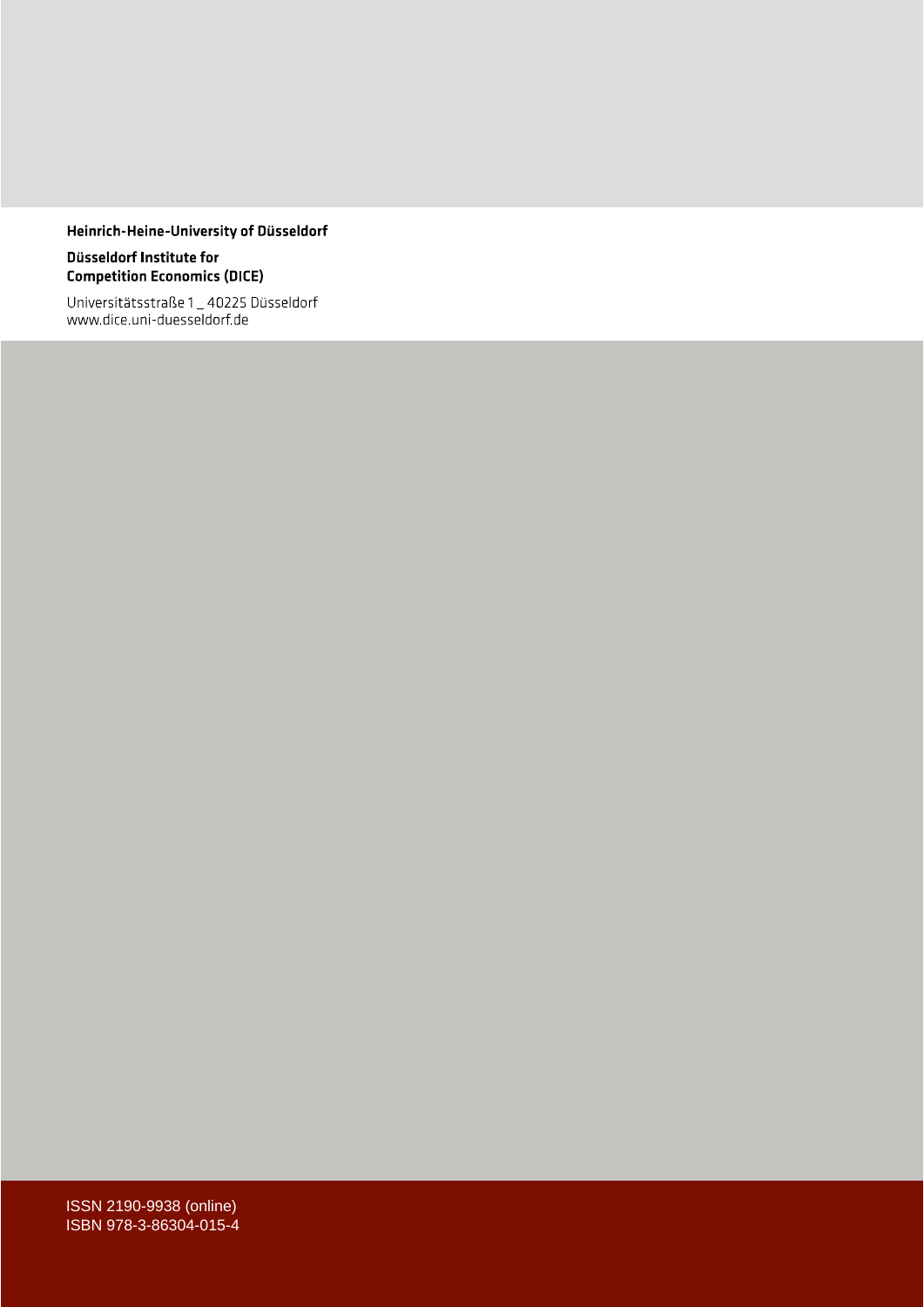**Heinrich-Heine-University of Düsseldorf**

**Düsseldorf Institute for Competition Economics (DICE)**

Universitätsstraße 1 _ 40225 Düsseldorf
www.dice.uni-duesseldorf.de

ISSN 2190-9938 (online)
ISBN 978-3-86304-015-4